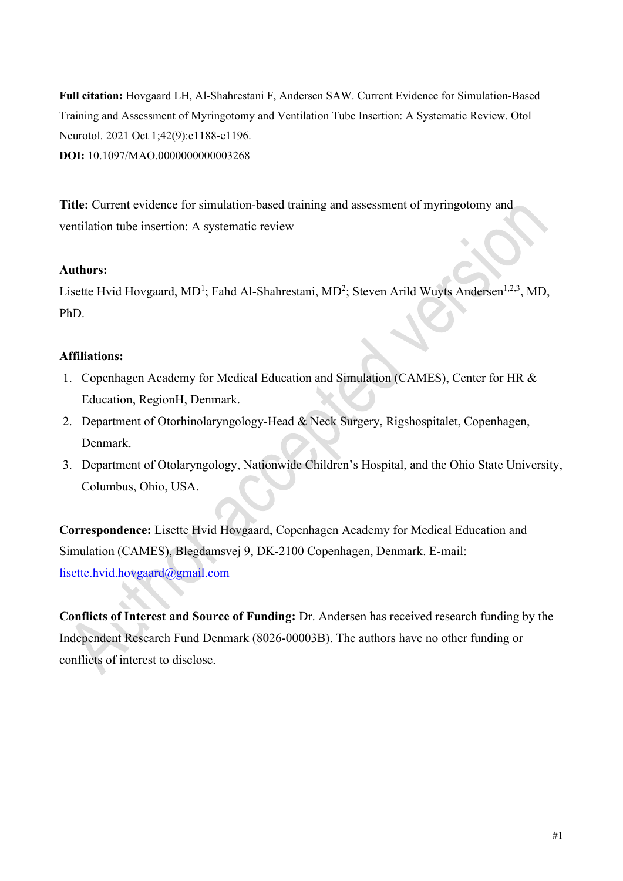**Full citation:** Hovgaard LH, Al-Shahrestani F, Andersen SAW. Current Evidence for Simulation-Based Training and Assessment of Myringotomy and Ventilation Tube Insertion: A Systematic Review. Otol Neurotol. 2021 Oct 1;42(9):e1188-e1196.

**DOI:** 10.1097/MAO.0000000000003268

**Title:** Current evidence for simulation-based training and assessment of myringotomy and ventilation tube insertion: A systematic review

**Authors:**

Lisette Hvid Hovgaard, MD[1]; Fahd Al-Shahrestani, MD[2]; Steven Arild Wuyts Andersen[1,2,3], MD, PhD.

**Affiliations:**

1. Copenhagen Academy for Medical Education and Simulation (CAMES), Center for HR & Education, RegionH, Denmark.
2. Department of Otorhinolaryngology-Head & Neck Surgery, Rigshospitalet, Copenhagen, Denmark.
3. Department of Otolaryngology, Nationwide Children's Hospital, and the Ohio State University, Columbus, Ohio, USA.

**Correspondence:** Lisette Hvid Hovgaard, Copenhagen Academy for Medical Education and Simulation (CAMES), Blegdamsvej 9, DK-2100 Copenhagen, Denmark. E-mail: lisette.hvid.hovgaard@gmail.com

**Conflicts of Interest and Source of Funding:** Dr. Andersen has received research funding by the Independent Research Fund Denmark (8026-00003B). The authors have no other funding or conflicts of interest to disclose.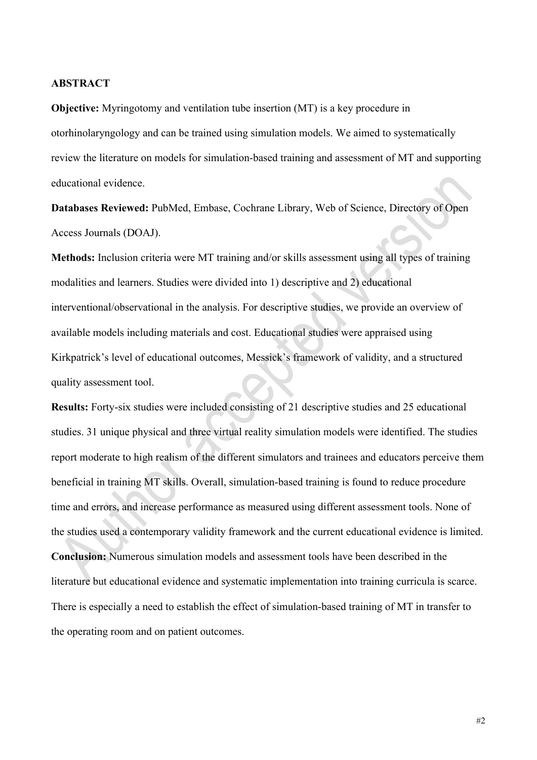## ABSTRACT

**Objective:** Myringotomy and ventilation tube insertion (MT) is a key procedure in otorhinolaryngology and can be trained using simulation models. We aimed to systematically review the literature on models for simulation-based training and assessment of MT and supporting educational evidence.

**Databases Reviewed:** PubMed, Embase, Cochrane Library, Web of Science, Directory of Open Access Journals (DOAJ).

**Methods:** Inclusion criteria were MT training and/or skills assessment using all types of training modalities and learners. Studies were divided into 1) descriptive and 2) educational interventional/observational in the analysis. For descriptive studies, we provide an overview of available models including materials and cost. Educational studies were appraised using Kirkpatrick's level of educational outcomes, Messick's framework of validity, and a structured quality assessment tool.

**Results:** Forty-six studies were included consisting of 21 descriptive studies and 25 educational studies. 31 unique physical and three virtual reality simulation models were identified. The studies report moderate to high realism of the different simulators and trainees and educators perceive them beneficial in training MT skills. Overall, simulation-based training is found to reduce procedure time and errors, and increase performance as measured using different assessment tools. None of the studies used a contemporary validity framework and the current educational evidence is limited.

**Conclusion:** Numerous simulation models and assessment tools have been described in the literature but educational evidence and systematic implementation into training curricula is scarce. There is especially a need to establish the effect of simulation-based training of MT in transfer to the operating room and on patient outcomes.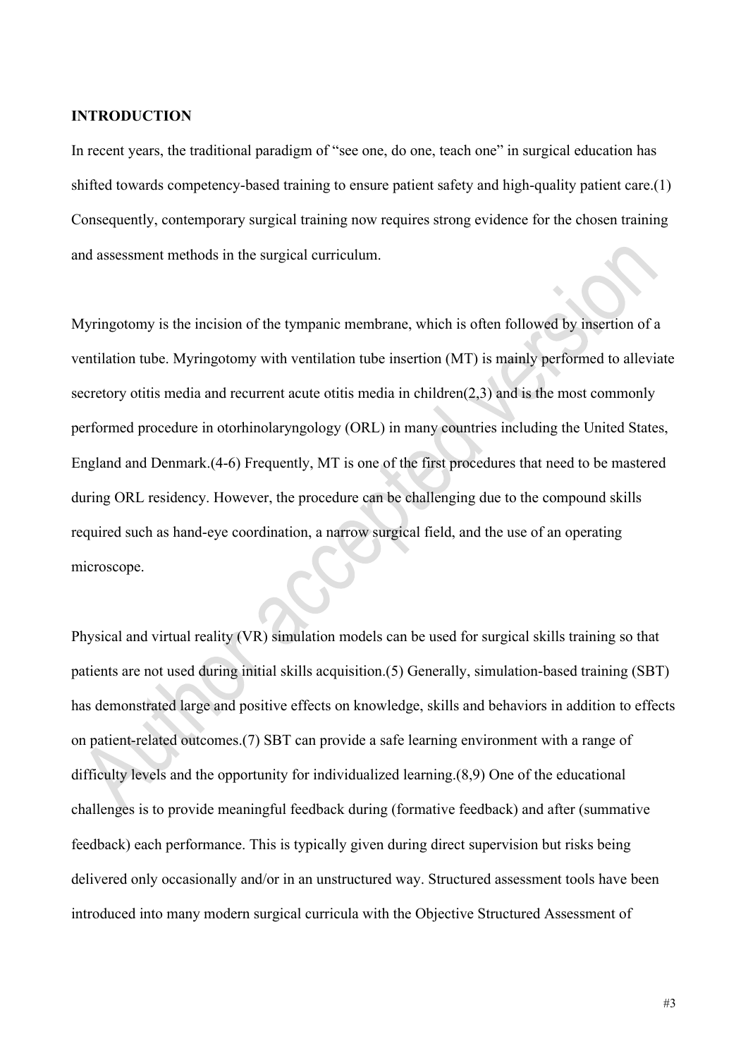## INTRODUCTION

In recent years, the traditional paradigm of "see one, do one, teach one" in surgical education has shifted towards competency-based training to ensure patient safety and high-quality patient care.(1) Consequently, contemporary surgical training now requires strong evidence for the chosen training and assessment methods in the surgical curriculum.

Myringotomy is the incision of the tympanic membrane, which is often followed by insertion of a ventilation tube. Myringotomy with ventilation tube insertion (MT) is mainly performed to alleviate secretory otitis media and recurrent acute otitis media in children(2,3) and is the most commonly performed procedure in otorhinolaryngology (ORL) in many countries including the United States, England and Denmark.(4-6) Frequently, MT is one of the first procedures that need to be mastered during ORL residency. However, the procedure can be challenging due to the compound skills required such as hand-eye coordination, a narrow surgical field, and the use of an operating microscope.

Physical and virtual reality (VR) simulation models can be used for surgical skills training so that patients are not used during initial skills acquisition.(5) Generally, simulation-based training (SBT) has demonstrated large and positive effects on knowledge, skills and behaviors in addition to effects on patient-related outcomes.(7) SBT can provide a safe learning environment with a range of difficulty levels and the opportunity for individualized learning.(8,9) One of the educational challenges is to provide meaningful feedback during (formative feedback) and after (summative feedback) each performance. This is typically given during direct supervision but risks being delivered only occasionally and/or in an unstructured way. Structured assessment tools have been introduced into many modern surgical curricula with the Objective Structured Assessment of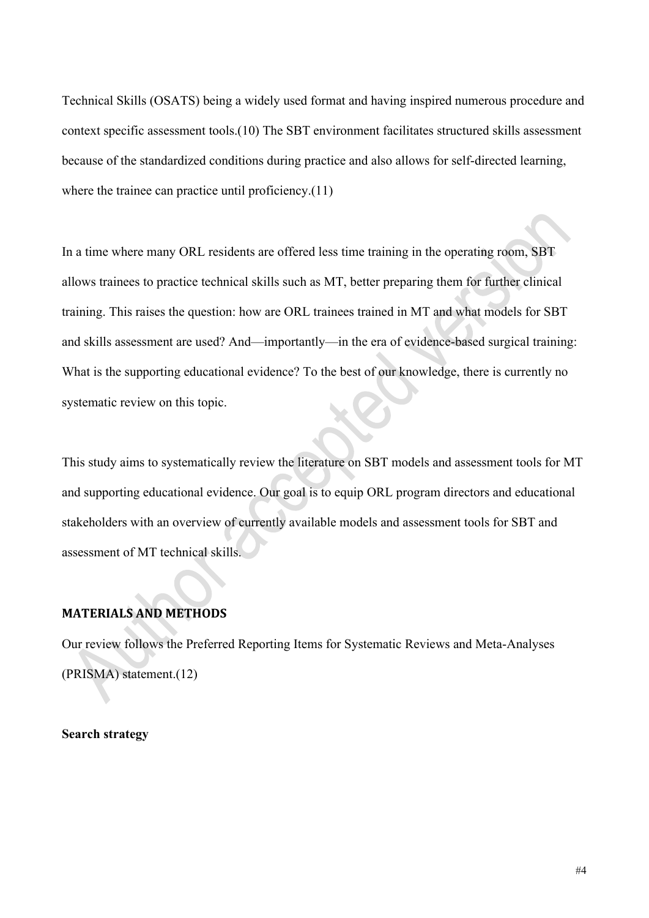Technical Skills (OSATS) being a widely used format and having inspired numerous procedure and context specific assessment tools.(10) The SBT environment facilitates structured skills assessment because of the standardized conditions during practice and also allows for self-directed learning, where the trainee can practice until proficiency.(11)

In a time where many ORL residents are offered less time training in the operating room, SBT allows trainees to practice technical skills such as MT, better preparing them for further clinical training. This raises the question: how are ORL trainees trained in MT and what models for SBT and skills assessment are used? And—importantly—in the era of evidence-based surgical training: What is the supporting educational evidence? To the best of our knowledge, there is currently no systematic review on this topic.

This study aims to systematically review the literature on SBT models and assessment tools for MT and supporting educational evidence. Our goal is to equip ORL program directors and educational stakeholders with an overview of currently available models and assessment tools for SBT and assessment of MT technical skills.

## MATERIALS AND METHODS

Our review follows the Preferred Reporting Items for Systematic Reviews and Meta-Analyses (PRISMA) statement.(12)

### Search strategy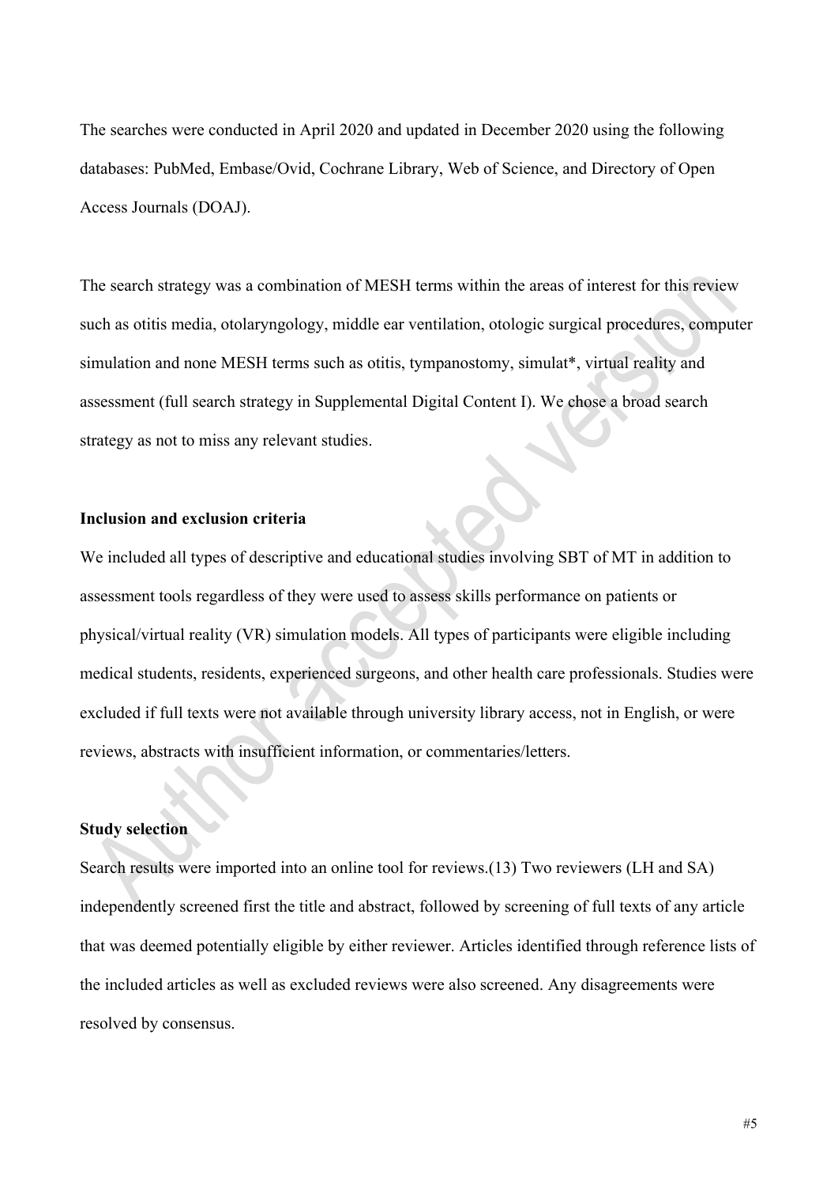The searches were conducted in April 2020 and updated in December 2020 using the following databases: PubMed, Embase/Ovid, Cochrane Library, Web of Science, and Directory of Open Access Journals (DOAJ).

The search strategy was a combination of MESH terms within the areas of interest for this review such as otitis media, otolaryngology, middle ear ventilation, otologic surgical procedures, computer simulation and none MESH terms such as otitis, tympanostomy, simulat*, virtual reality and assessment (full search strategy in Supplemental Digital Content I). We chose a broad search strategy as not to miss any relevant studies.

**Inclusion and exclusion criteria**

We included all types of descriptive and educational studies involving SBT of MT in addition to assessment tools regardless of they were used to assess skills performance on patients or physical/virtual reality (VR) simulation models. All types of participants were eligible including medical students, residents, experienced surgeons, and other health care professionals. Studies were excluded if full texts were not available through university library access, not in English, or were reviews, abstracts with insufficient information, or commentaries/letters.

**Study selection**

Search results were imported into an online tool for reviews.(13) Two reviewers (LH and SA) independently screened first the title and abstract, followed by screening of full texts of any article that was deemed potentially eligible by either reviewer. Articles identified through reference lists of the included articles as well as excluded reviews were also screened. Any disagreements were resolved by consensus.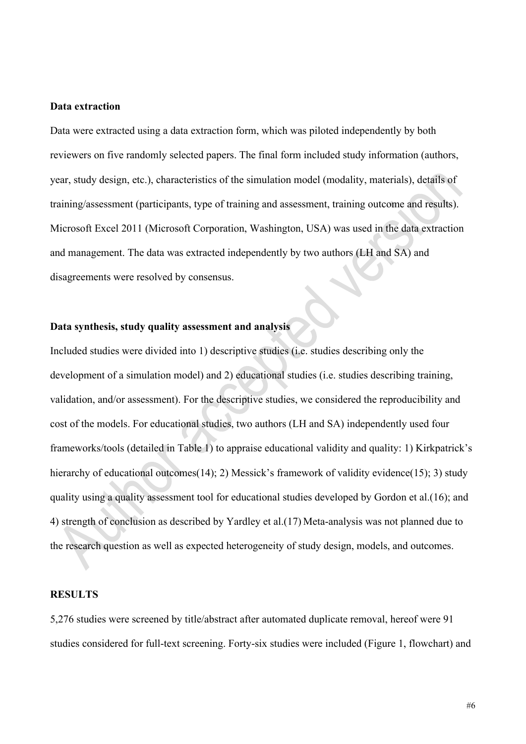**Data extraction**

Data were extracted using a data extraction form, which was piloted independently by both reviewers on five randomly selected papers. The final form included study information (authors, year, study design, etc.), characteristics of the simulation model (modality, materials), details of training/assessment (participants, type of training and assessment, training outcome and results). Microsoft Excel 2011 (Microsoft Corporation, Washington, USA) was used in the data extraction and management. The data was extracted independently by two authors (LH and SA) and disagreements were resolved by consensus.

**Data synthesis, study quality assessment and analysis**

Included studies were divided into 1) descriptive studies (i.e. studies describing only the development of a simulation model) and 2) educational studies (i.e. studies describing training, validation, and/or assessment). For the descriptive studies, we considered the reproducibility and cost of the models. For educational studies, two authors (LH and SA) independently used four frameworks/tools (detailed in Table 1) to appraise educational validity and quality: 1) Kirkpatrick's hierarchy of educational outcomes(14); 2) Messick's framework of validity evidence(15); 3) study quality using a quality assessment tool for educational studies developed by Gordon et al.(16); and 4) strength of conclusion as described by Yardley et al.(17) Meta-analysis was not planned due to the research question as well as expected heterogeneity of study design, models, and outcomes.

**RESULTS**

5,276 studies were screened by title/abstract after automated duplicate removal, hereof were 91 studies considered for full-text screening. Forty-six studies were included (Figure 1, flowchart) and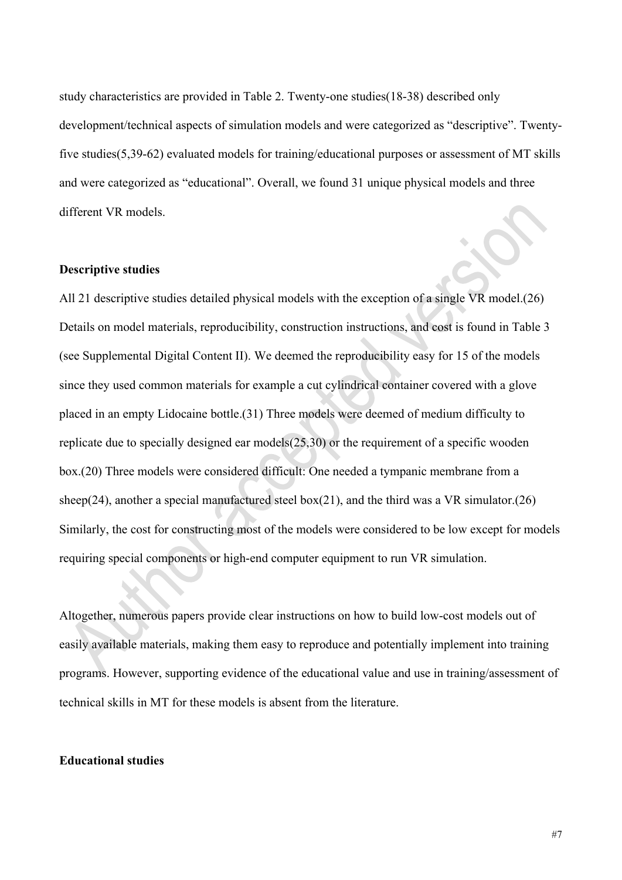study characteristics are provided in Table 2. Twenty-one studies(18-38) described only development/technical aspects of simulation models and were categorized as "descriptive". Twenty-five studies(5,39-62) evaluated models for training/educational purposes or assessment of MT skills and were categorized as "educational". Overall, we found 31 unique physical models and three different VR models.

**Descriptive studies**

All 21 descriptive studies detailed physical models with the exception of a single VR model.(26) Details on model materials, reproducibility, construction instructions, and cost is found in Table 3 (see Supplemental Digital Content II). We deemed the reproducibility easy for 15 of the models since they used common materials for example a cut cylindrical container covered with a glove placed in an empty Lidocaine bottle.(31) Three models were deemed of medium difficulty to replicate due to specially designed ear models(25,30) or the requirement of a specific wooden box.(20) Three models were considered difficult: One needed a tympanic membrane from a sheep(24), another a special manufactured steel box(21), and the third was a VR simulator.(26) Similarly, the cost for constructing most of the models were considered to be low except for models requiring special components or high-end computer equipment to run VR simulation.

Altogether, numerous papers provide clear instructions on how to build low-cost models out of easily available materials, making them easy to reproduce and potentially implement into training programs. However, supporting evidence of the educational value and use in training/assessment of technical skills in MT for these models is absent from the literature.

**Educational studies**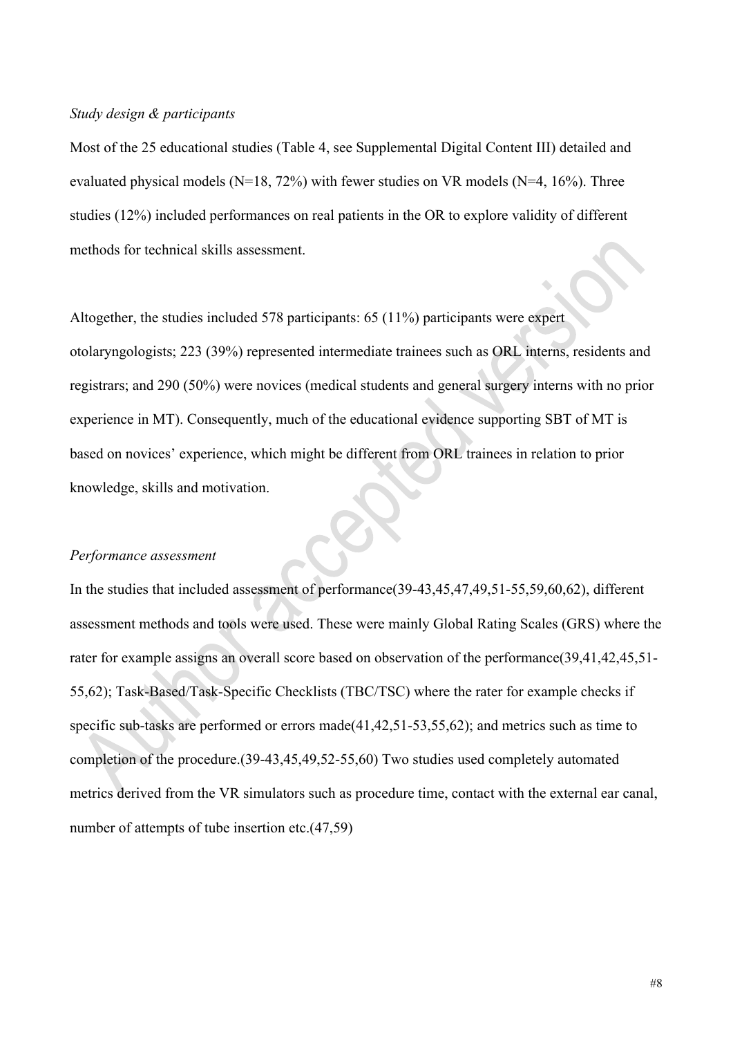*Study design & participants*

Most of the 25 educational studies (Table 4, see Supplemental Digital Content III) detailed and evaluated physical models (N=18, 72%) with fewer studies on VR models (N=4, 16%). Three studies (12%) included performances on real patients in the OR to explore validity of different methods for technical skills assessment.

Altogether, the studies included 578 participants: 65 (11%) participants were expert otolaryngologists; 223 (39%) represented intermediate trainees such as ORL interns, residents and registrars; and 290 (50%) were novices (medical students and general surgery interns with no prior experience in MT). Consequently, much of the educational evidence supporting SBT of MT is based on novices' experience, which might be different from ORL trainees in relation to prior knowledge, skills and motivation.

*Performance assessment*

In the studies that included assessment of performance(39-43,45,47,49,51-55,59,60,62), different assessment methods and tools were used. These were mainly Global Rating Scales (GRS) where the rater for example assigns an overall score based on observation of the performance(39,41,42,45,51-55,62); Task-Based/Task-Specific Checklists (TBC/TSC) where the rater for example checks if specific sub-tasks are performed or errors made(41,42,51-53,55,62); and metrics such as time to completion of the procedure.(39-43,45,49,52-55,60) Two studies used completely automated metrics derived from the VR simulators such as procedure time, contact with the external ear canal, number of attempts of tube insertion etc.(47,59)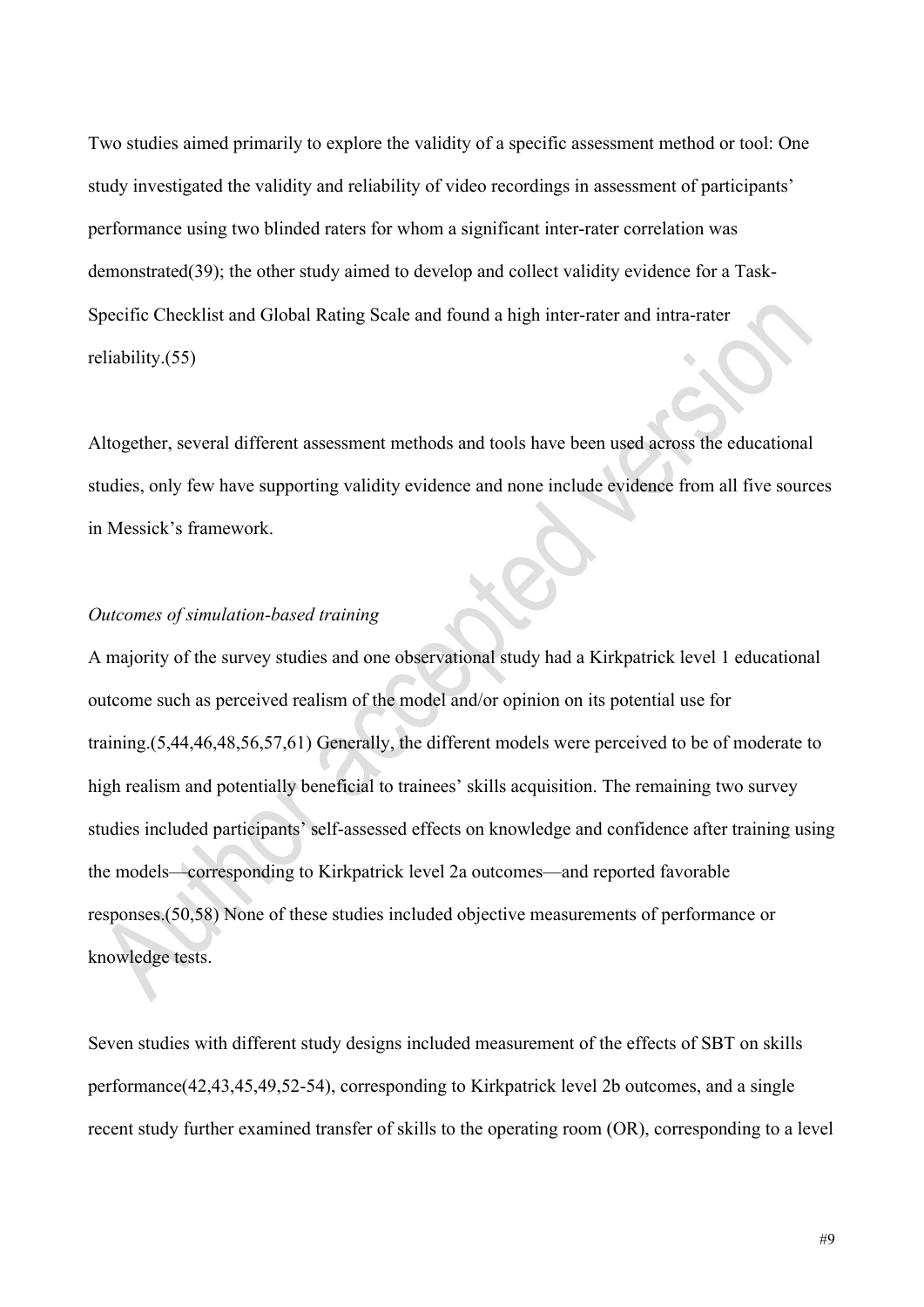Two studies aimed primarily to explore the validity of a specific assessment method or tool: One study investigated the validity and reliability of video recordings in assessment of participants' performance using two blinded raters for whom a significant inter-rater correlation was demonstrated(39); the other study aimed to develop and collect validity evidence for a Task-Specific Checklist and Global Rating Scale and found a high inter-rater and intra-rater reliability.(55)

Altogether, several different assessment methods and tools have been used across the educational studies, only few have supporting validity evidence and none include evidence from all five sources in Messick's framework.

*Outcomes of simulation-based training*

A majority of the survey studies and one observational study had a Kirkpatrick level 1 educational outcome such as perceived realism of the model and/or opinion on its potential use for training.(5,44,46,48,56,57,61) Generally, the different models were perceived to be of moderate to high realism and potentially beneficial to trainees' skills acquisition. The remaining two survey studies included participants' self-assessed effects on knowledge and confidence after training using the models—corresponding to Kirkpatrick level 2a outcomes—and reported favorable responses.(50,58) None of these studies included objective measurements of performance or knowledge tests.

Seven studies with different study designs included measurement of the effects of SBT on skills performance(42,43,45,49,52-54), corresponding to Kirkpatrick level 2b outcomes, and a single recent study further examined transfer of skills to the operating room (OR), corresponding to a level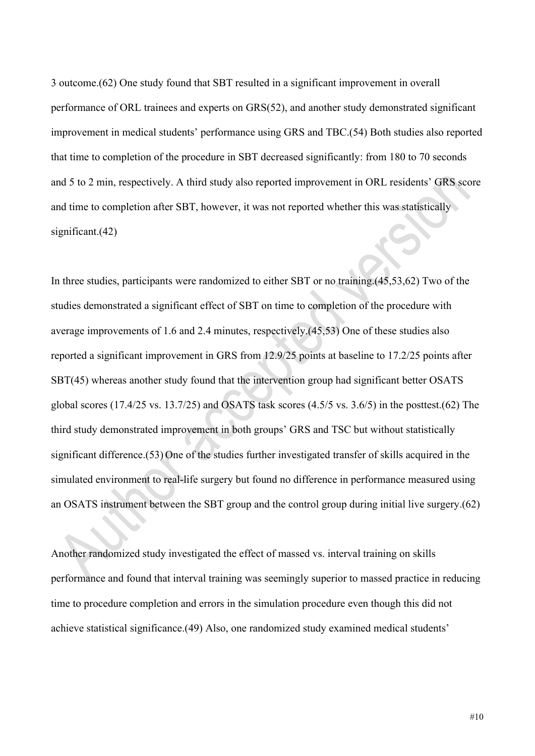3 outcome.(62) One study found that SBT resulted in a significant improvement in overall performance of ORL trainees and experts on GRS(52), and another study demonstrated significant improvement in medical students' performance using GRS and TBC.(54) Both studies also reported that time to completion of the procedure in SBT decreased significantly: from 180 to 70 seconds and 5 to 2 min, respectively. A third study also reported improvement in ORL residents' GRS score and time to completion after SBT, however, it was not reported whether this was statistically significant.(42)

In three studies, participants were randomized to either SBT or no training.(45,53,62) Two of the studies demonstrated a significant effect of SBT on time to completion of the procedure with average improvements of 1.6 and 2.4 minutes, respectively.(45,53) One of these studies also reported a significant improvement in GRS from 12.9/25 points at baseline to 17.2/25 points after SBT(45) whereas another study found that the intervention group had significant better OSATS global scores (17.4/25 vs. 13.7/25) and OSATS task scores (4.5/5 vs. 3.6/5) in the posttest.(62) The third study demonstrated improvement in both groups' GRS and TSC but without statistically significant difference.(53) One of the studies further investigated transfer of skills acquired in the simulated environment to real-life surgery but found no difference in performance measured using an OSATS instrument between the SBT group and the control group during initial live surgery.(62)

Another randomized study investigated the effect of massed vs. interval training on skills performance and found that interval training was seemingly superior to massed practice in reducing time to procedure completion and errors in the simulation procedure even though this did not achieve statistical significance.(49) Also, one randomized study examined medical students'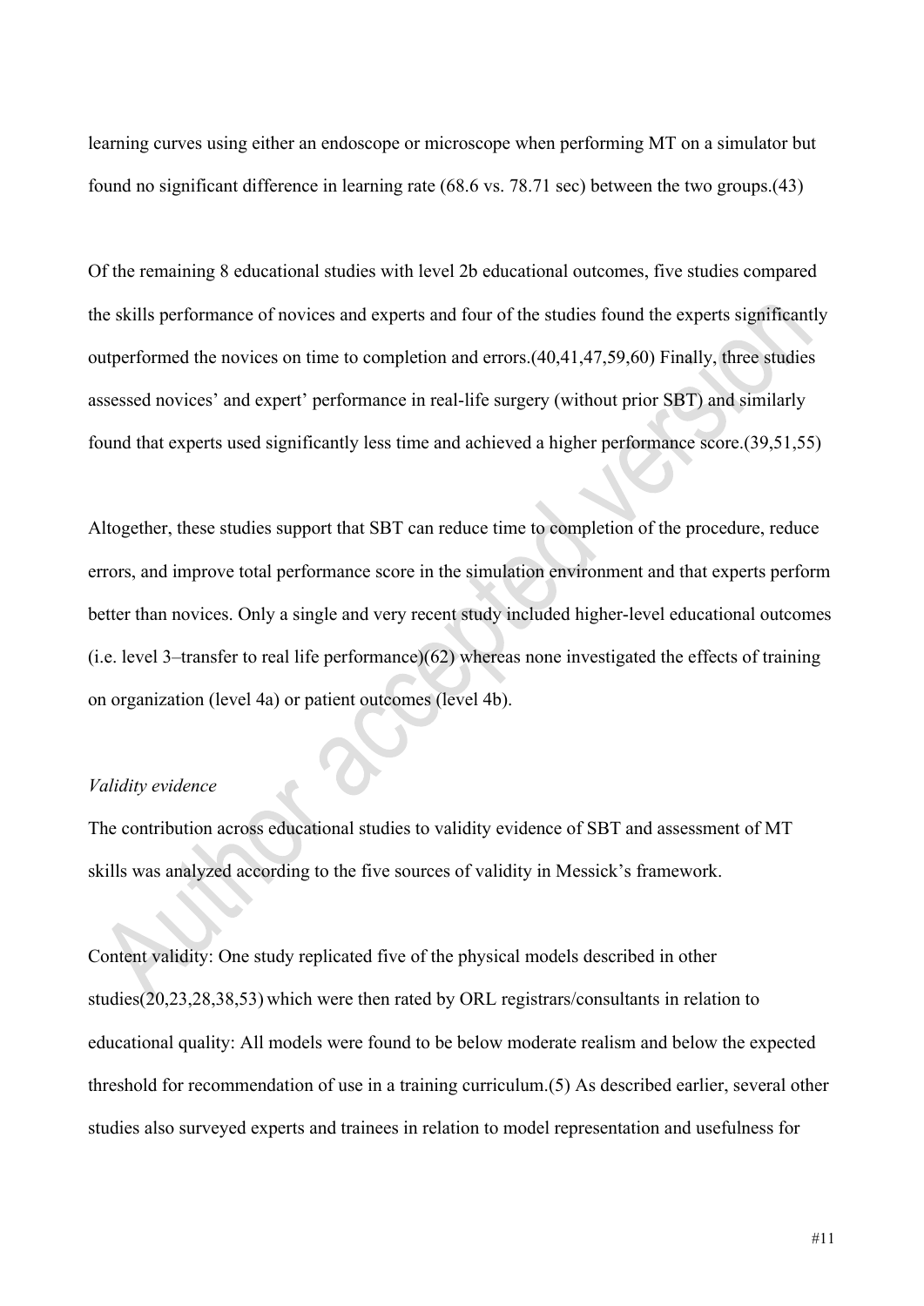learning curves using either an endoscope or microscope when performing MT on a simulator but found no significant difference in learning rate (68.6 vs. 78.71 sec) between the two groups.(43)

Of the remaining 8 educational studies with level 2b educational outcomes, five studies compared the skills performance of novices and experts and four of the studies found the experts significantly outperformed the novices on time to completion and errors.(40,41,47,59,60) Finally, three studies assessed novices' and expert' performance in real-life surgery (without prior SBT) and similarly found that experts used significantly less time and achieved a higher performance score.(39,51,55)

Altogether, these studies support that SBT can reduce time to completion of the procedure, reduce errors, and improve total performance score in the simulation environment and that experts perform better than novices. Only a single and very recent study included higher-level educational outcomes (i.e. level 3–transfer to real life performance)(62) whereas none investigated the effects of training on organization (level 4a) or patient outcomes (level 4b).

*Validity evidence*

The contribution across educational studies to validity evidence of SBT and assessment of MT skills was analyzed according to the five sources of validity in Messick's framework.

Content validity: One study replicated five of the physical models described in other studies(20,23,28,38,53) which were then rated by ORL registrars/consultants in relation to educational quality: All models were found to be below moderate realism and below the expected threshold for recommendation of use in a training curriculum.(5) As described earlier, several other studies also surveyed experts and trainees in relation to model representation and usefulness for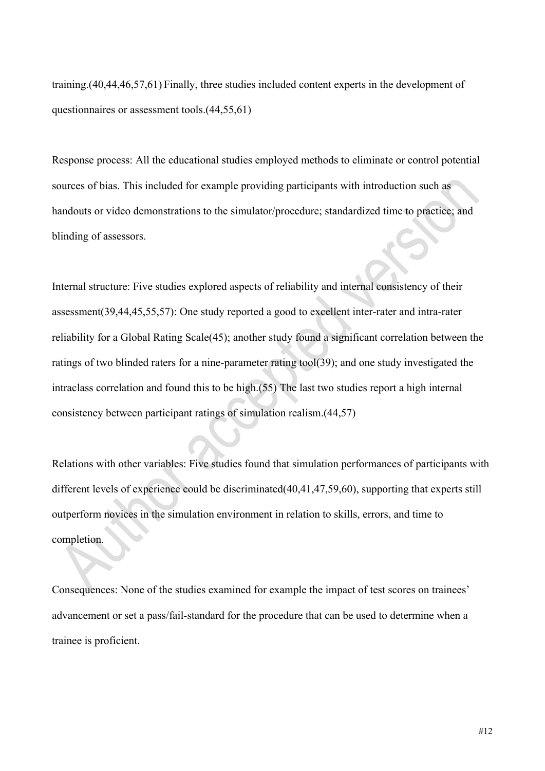training.(40,44,46,57,61) Finally, three studies included content experts in the development of questionnaires or assessment tools.(44,55,61)

Response process: All the educational studies employed methods to eliminate or control potential sources of bias. This included for example providing participants with introduction such as handouts or video demonstrations to the simulator/procedure; standardized time to practice; and blinding of assessors.

Internal structure: Five studies explored aspects of reliability and internal consistency of their assessment(39,44,45,55,57): One study reported a good to excellent inter-rater and intra-rater reliability for a Global Rating Scale(45); another study found a significant correlation between the ratings of two blinded raters for a nine-parameter rating tool(39); and one study investigated the intraclass correlation and found this to be high.(55) The last two studies report a high internal consistency between participant ratings of simulation realism.(44,57)

Relations with other variables: Five studies found that simulation performances of participants with different levels of experience could be discriminated(40,41,47,59,60), supporting that experts still outperform novices in the simulation environment in relation to skills, errors, and time to completion.

Consequences: None of the studies examined for example the impact of test scores on trainees' advancement or set a pass/fail-standard for the procedure that can be used to determine when a trainee is proficient.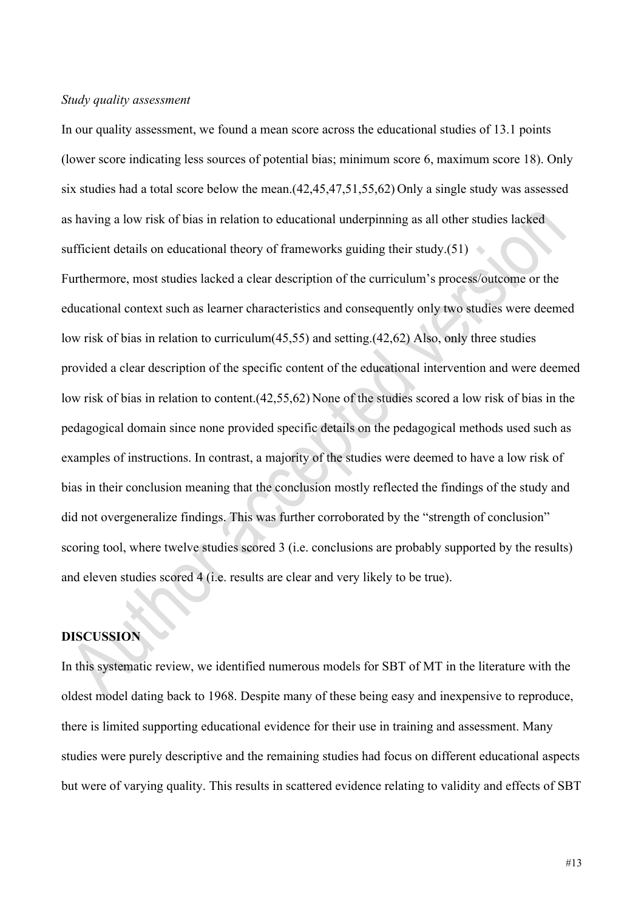*Study quality assessment*

In our quality assessment, we found a mean score across the educational studies of 13.1 points (lower score indicating less sources of potential bias; minimum score 6, maximum score 18). Only six studies had a total score below the mean.(42,45,47,51,55,62) Only a single study was assessed as having a low risk of bias in relation to educational underpinning as all other studies lacked sufficient details on educational theory of frameworks guiding their study.(51) Furthermore, most studies lacked a clear description of the curriculum's process/outcome or the educational context such as learner characteristics and consequently only two studies were deemed low risk of bias in relation to curriculum(45,55) and setting.(42,62) Also, only three studies provided a clear description of the specific content of the educational intervention and were deemed low risk of bias in relation to content.(42,55,62) None of the studies scored a low risk of bias in the pedagogical domain since none provided specific details on the pedagogical methods used such as examples of instructions. In contrast, a majority of the studies were deemed to have a low risk of bias in their conclusion meaning that the conclusion mostly reflected the findings of the study and did not overgeneralize findings. This was further corroborated by the "strength of conclusion" scoring tool, where twelve studies scored 3 (i.e. conclusions are probably supported by the results) and eleven studies scored 4 (i.e. results are clear and very likely to be true).

## DISCUSSION

In this systematic review, we identified numerous models for SBT of MT in the literature with the oldest model dating back to 1968. Despite many of these being easy and inexpensive to reproduce, there is limited supporting educational evidence for their use in training and assessment. Many studies were purely descriptive and the remaining studies had focus on different educational aspects but were of varying quality. This results in scattered evidence relating to validity and effects of SBT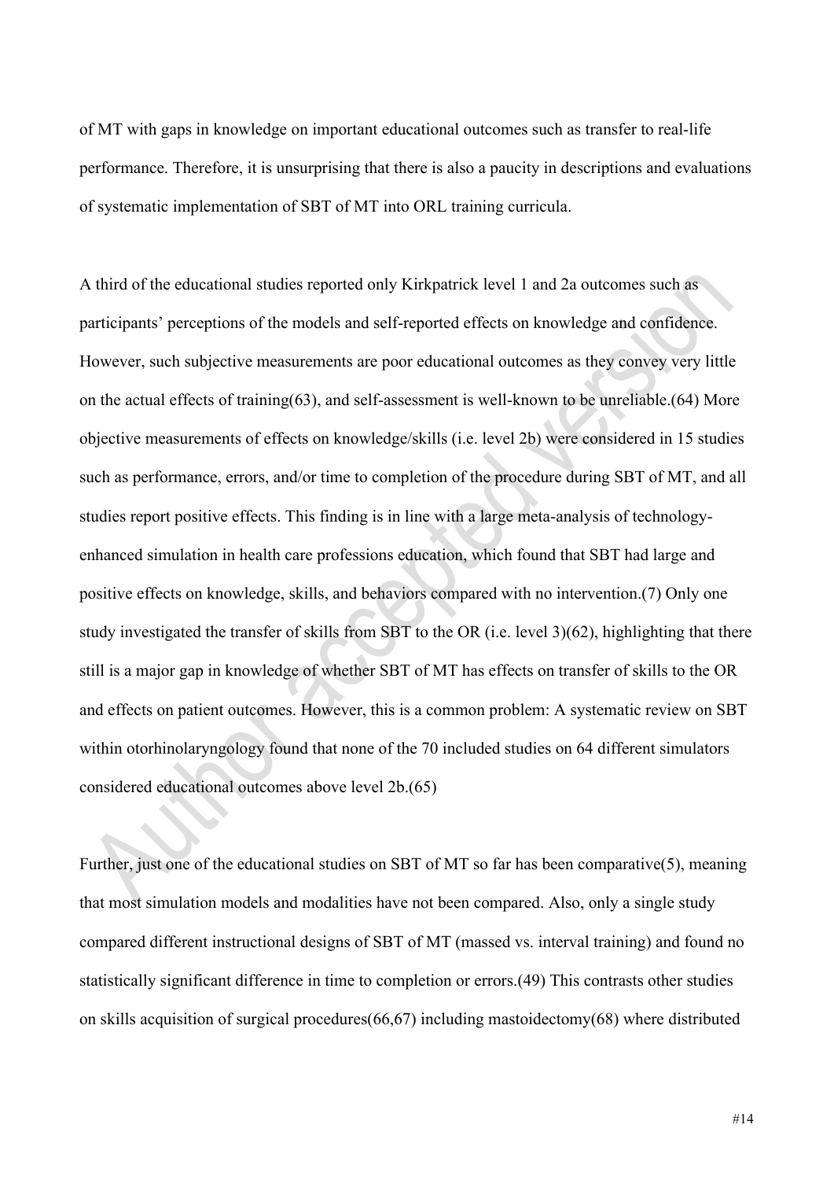of MT with gaps in knowledge on important educational outcomes such as transfer to real-life performance. Therefore, it is unsurprising that there is also a paucity in descriptions and evaluations of systematic implementation of SBT of MT into ORL training curricula.

A third of the educational studies reported only Kirkpatrick level 1 and 2a outcomes such as participants' perceptions of the models and self-reported effects on knowledge and confidence. However, such subjective measurements are poor educational outcomes as they convey very little on the actual effects of training(63), and self-assessment is well-known to be unreliable.(64) More objective measurements of effects on knowledge/skills (i.e. level 2b) were considered in 15 studies such as performance, errors, and/or time to completion of the procedure during SBT of MT, and all studies report positive effects. This finding is in line with a large meta-analysis of technology-enhanced simulation in health care professions education, which found that SBT had large and positive effects on knowledge, skills, and behaviors compared with no intervention.(7) Only one study investigated the transfer of skills from SBT to the OR (i.e. level 3)(62), highlighting that there still is a major gap in knowledge of whether SBT of MT has effects on transfer of skills to the OR and effects on patient outcomes. However, this is a common problem: A systematic review on SBT within otorhinolaryngology found that none of the 70 included studies on 64 different simulators considered educational outcomes above level 2b.(65)

Further, just one of the educational studies on SBT of MT so far has been comparative(5), meaning that most simulation models and modalities have not been compared. Also, only a single study compared different instructional designs of SBT of MT (massed vs. interval training) and found no statistically significant difference in time to completion or errors.(49) This contrasts other studies on skills acquisition of surgical procedures(66,67) including mastoidectomy(68) where distributed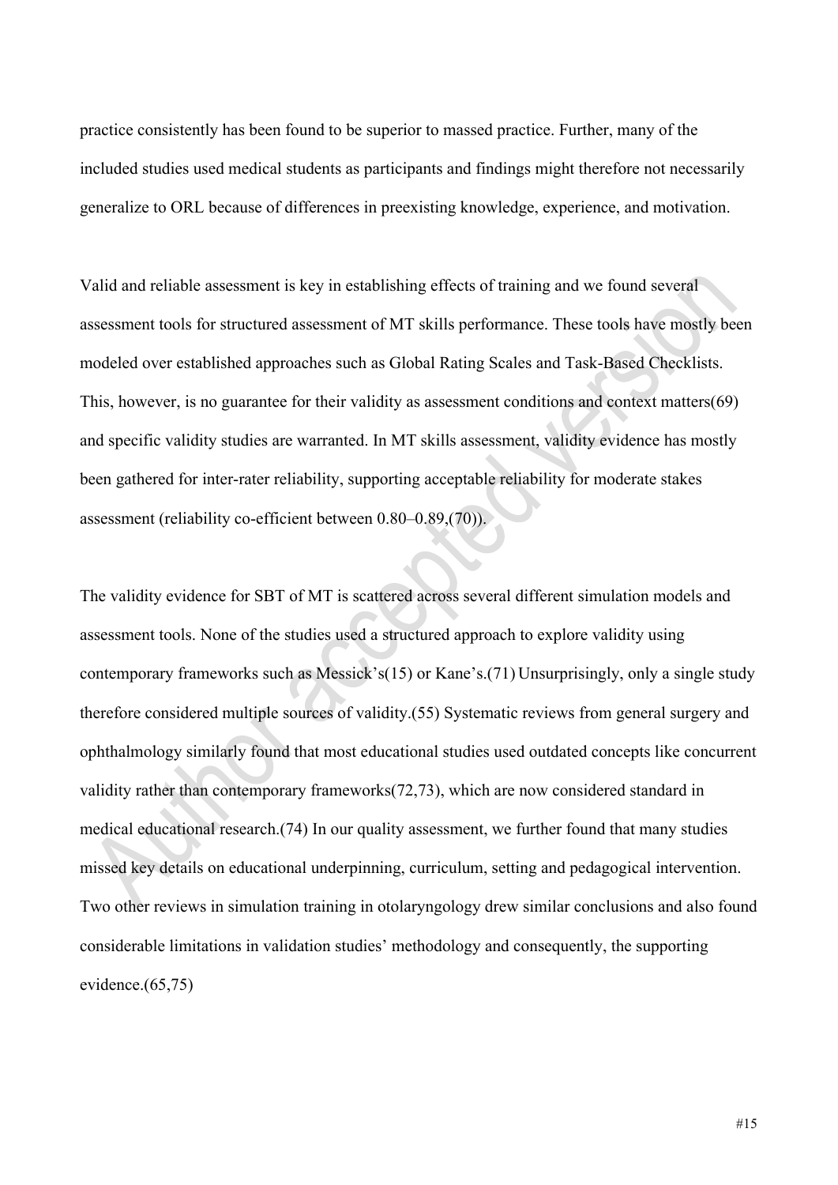practice consistently has been found to be superior to massed practice. Further, many of the included studies used medical students as participants and findings might therefore not necessarily generalize to ORL because of differences in preexisting knowledge, experience, and motivation.

Valid and reliable assessment is key in establishing effects of training and we found several assessment tools for structured assessment of MT skills performance. These tools have mostly been modeled over established approaches such as Global Rating Scales and Task-Based Checklists. This, however, is no guarantee for their validity as assessment conditions and context matters(69) and specific validity studies are warranted. In MT skills assessment, validity evidence has mostly been gathered for inter-rater reliability, supporting acceptable reliability for moderate stakes assessment (reliability co-efficient between 0.80–0.89,(70)).

The validity evidence for SBT of MT is scattered across several different simulation models and assessment tools. None of the studies used a structured approach to explore validity using contemporary frameworks such as Messick's(15) or Kane's.(71) Unsurprisingly, only a single study therefore considered multiple sources of validity.(55) Systematic reviews from general surgery and ophthalmology similarly found that most educational studies used outdated concepts like concurrent validity rather than contemporary frameworks(72,73), which are now considered standard in medical educational research.(74) In our quality assessment, we further found that many studies missed key details on educational underpinning, curriculum, setting and pedagogical intervention. Two other reviews in simulation training in otolaryngology drew similar conclusions and also found considerable limitations in validation studies' methodology and consequently, the supporting evidence.(65,75)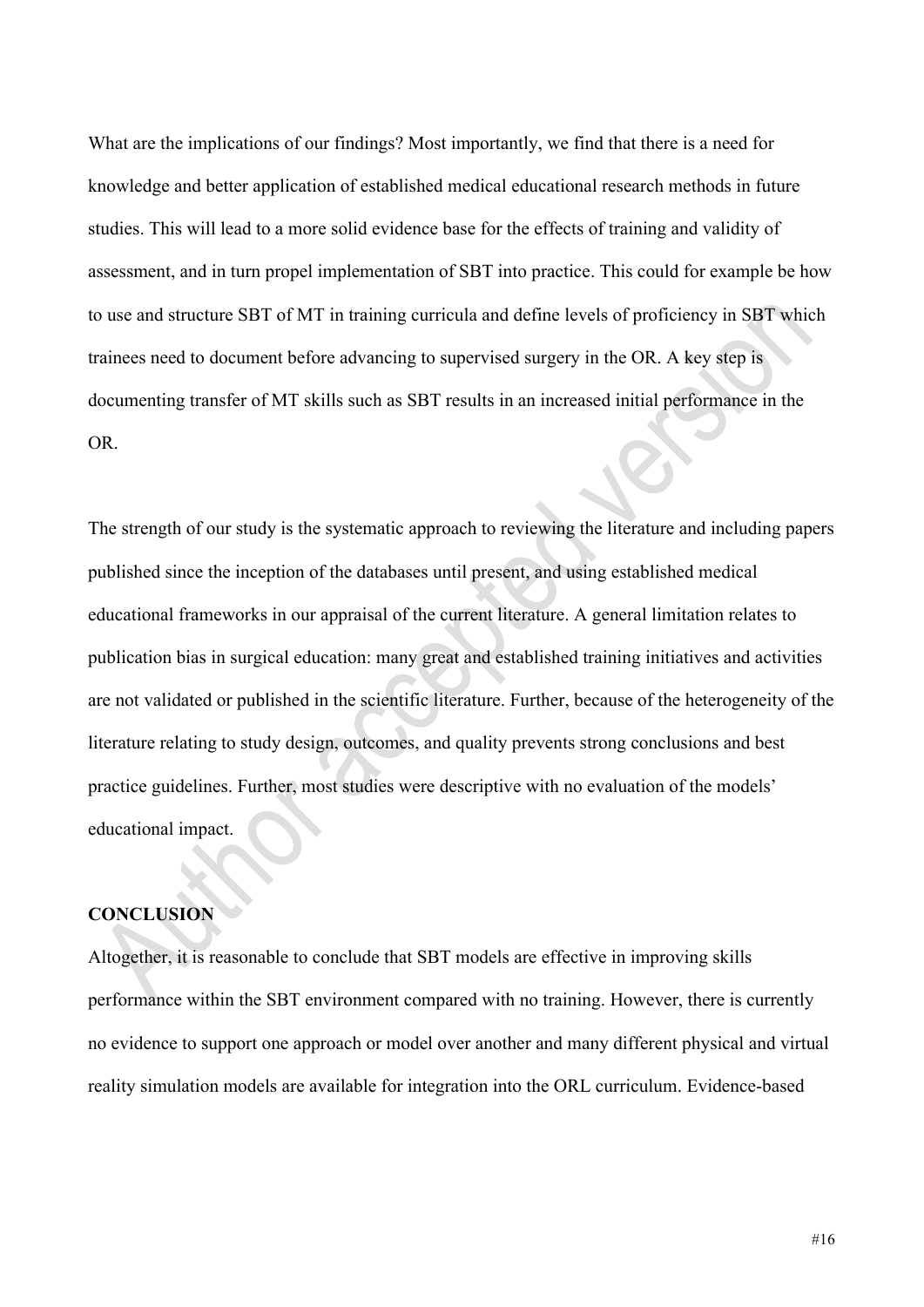What are the implications of our findings? Most importantly, we find that there is a need for knowledge and better application of established medical educational research methods in future studies. This will lead to a more solid evidence base for the effects of training and validity of assessment, and in turn propel implementation of SBT into practice. This could for example be how to use and structure SBT of MT in training curricula and define levels of proficiency in SBT which trainees need to document before advancing to supervised surgery in the OR. A key step is documenting transfer of MT skills such as SBT results in an increased initial performance in the OR.

The strength of our study is the systematic approach to reviewing the literature and including papers published since the inception of the databases until present, and using established medical educational frameworks in our appraisal of the current literature. A general limitation relates to publication bias in surgical education: many great and established training initiatives and activities are not validated or published in the scientific literature. Further, because of the heterogeneity of the literature relating to study design, outcomes, and quality prevents strong conclusions and best practice guidelines. Further, most studies were descriptive with no evaluation of the models' educational impact.

## CONCLUSION

Altogether, it is reasonable to conclude that SBT models are effective in improving skills performance within the SBT environment compared with no training. However, there is currently no evidence to support one approach or model over another and many different physical and virtual reality simulation models are available for integration into the ORL curriculum. Evidence-based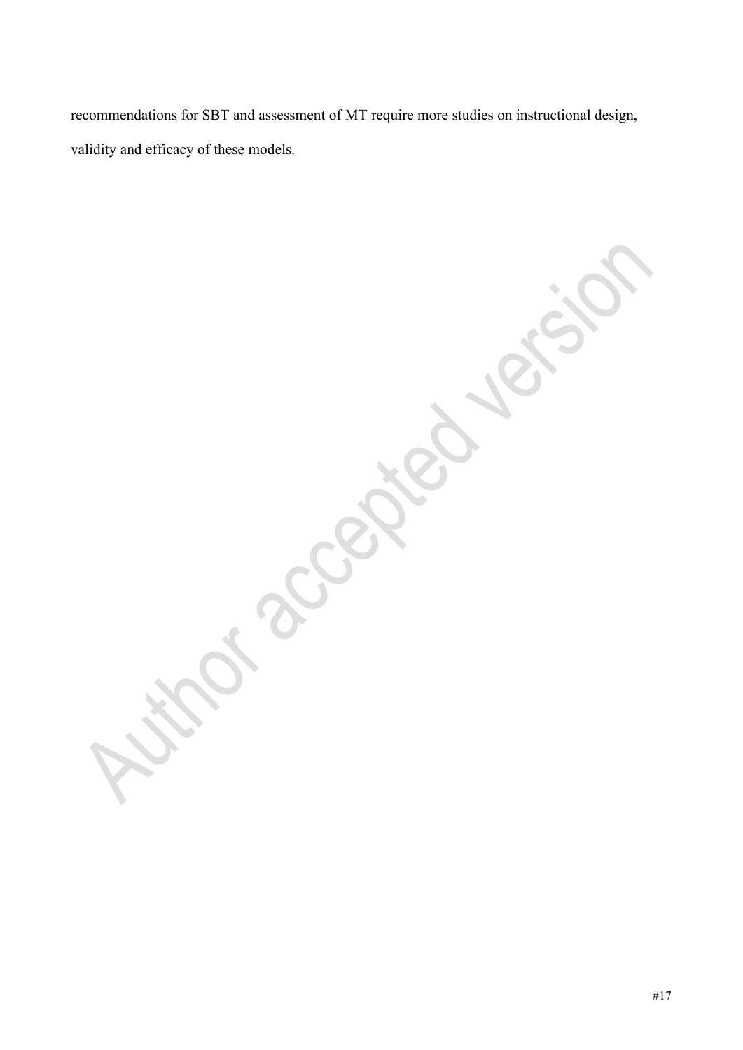recommendations for SBT and assessment of MT require more studies on instructional design, validity and efficacy of these models.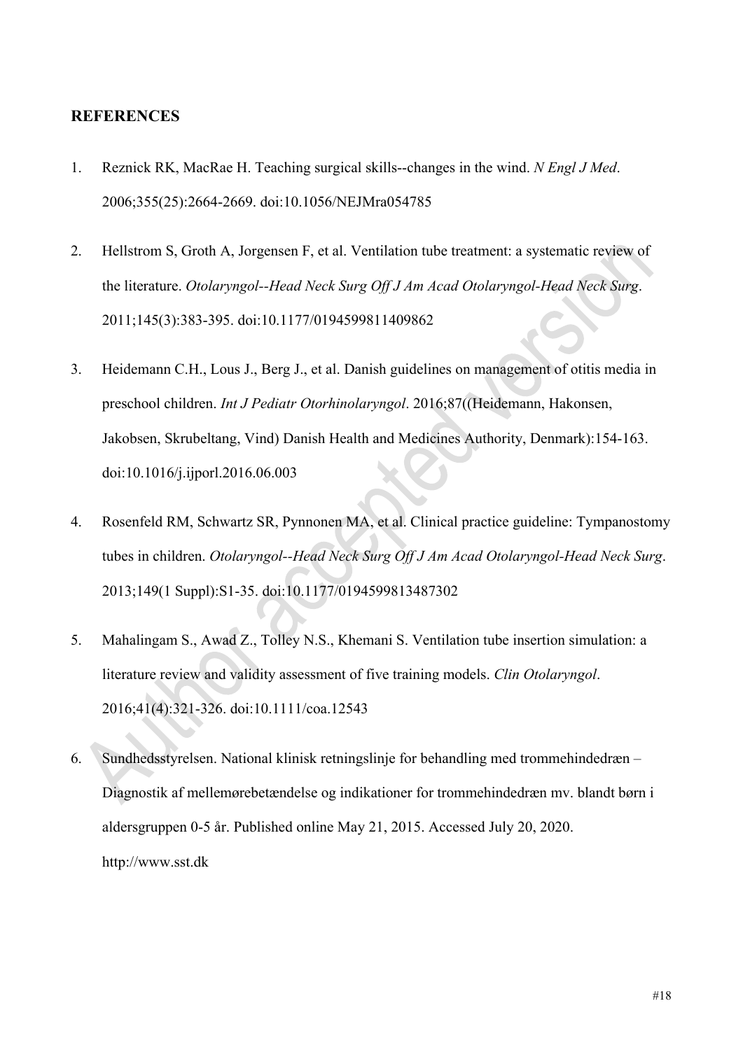## REFERENCES

1. Reznick RK, MacRae H. Teaching surgical skills--changes in the wind. *N Engl J Med*. 2006;355(25):2664-2669. doi:10.1056/NEJMra054785

2. Hellstrom S, Groth A, Jorgensen F, et al. Ventilation tube treatment: a systematic review of the literature. *Otolaryngol--Head Neck Surg Off J Am Acad Otolaryngol-Head Neck Surg*. 2011;145(3):383-395. doi:10.1177/0194599811409862

3. Heidemann C.H., Lous J., Berg J., et al. Danish guidelines on management of otitis media in preschool children. *Int J Pediatr Otorhinolaryngol*. 2016;87((Heidemann, Hakonsen, Jakobsen, Skrubeltang, Vind) Danish Health and Medicines Authority, Denmark):154-163. doi:10.1016/j.ijporl.2016.06.003

4. Rosenfeld RM, Schwartz SR, Pynnonen MA, et al. Clinical practice guideline: Tympanostomy tubes in children. *Otolaryngol--Head Neck Surg Off J Am Acad Otolaryngol-Head Neck Surg*. 2013;149(1 Suppl):S1-35. doi:10.1177/0194599813487302

5. Mahalingam S., Awad Z., Tolley N.S., Khemani S. Ventilation tube insertion simulation: a literature review and validity assessment of five training models. *Clin Otolaryngol*. 2016;41(4):321-326. doi:10.1111/coa.12543

6. Sundhedsstyrelsen. National klinisk retningslinje for behandling med trommehindedræn – Diagnostik af mellemørebetændelse og indikationer for trommehindedræn mv. blandt børn i aldersgruppen 0-5 år. Published online May 21, 2015. Accessed July 20, 2020. http://www.sst.dk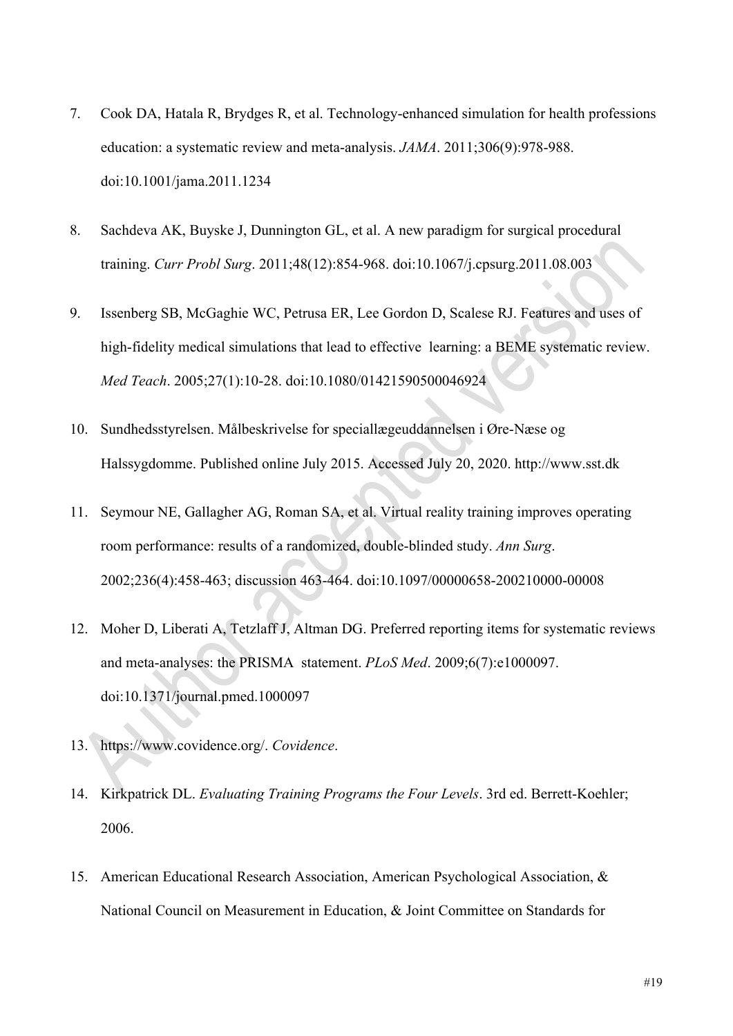7. Cook DA, Hatala R, Brydges R, et al. Technology-enhanced simulation for health professions education: a systematic review and meta-analysis. *JAMA*. 2011;306(9):978-988. doi:10.1001/jama.2011.1234

8. Sachdeva AK, Buyske J, Dunnington GL, et al. A new paradigm for surgical procedural training. *Curr Probl Surg*. 2011;48(12):854-968. doi:10.1067/j.cpsurg.2011.08.003

9. Issenberg SB, McGaghie WC, Petrusa ER, Lee Gordon D, Scalese RJ. Features and uses of high-fidelity medical simulations that lead to effective learning: a BEME systematic review. *Med Teach*. 2005;27(1):10-28. doi:10.1080/01421590500046924

10. Sundhedsstyrelsen. Målbeskrivelse for speciallægeuddannelsen i Øre-Næse og Halssygdomme. Published online July 2015. Accessed July 20, 2020. http://www.sst.dk

11. Seymour NE, Gallagher AG, Roman SA, et al. Virtual reality training improves operating room performance: results of a randomized, double-blinded study. *Ann Surg*. 2002;236(4):458-463; discussion 463-464. doi:10.1097/00000658-200210000-00008

12. Moher D, Liberati A, Tetzlaff J, Altman DG. Preferred reporting items for systematic reviews and meta-analyses: the PRISMA statement. *PLoS Med*. 2009;6(7):e1000097. doi:10.1371/journal.pmed.1000097

13. https://www.covidence.org/. *Covidence*.

14. Kirkpatrick DL. *Evaluating Training Programs the Four Levels*. 3rd ed. Berrett-Koehler; 2006.

15. American Educational Research Association, American Psychological Association, & National Council on Measurement in Education, & Joint Committee on Standards for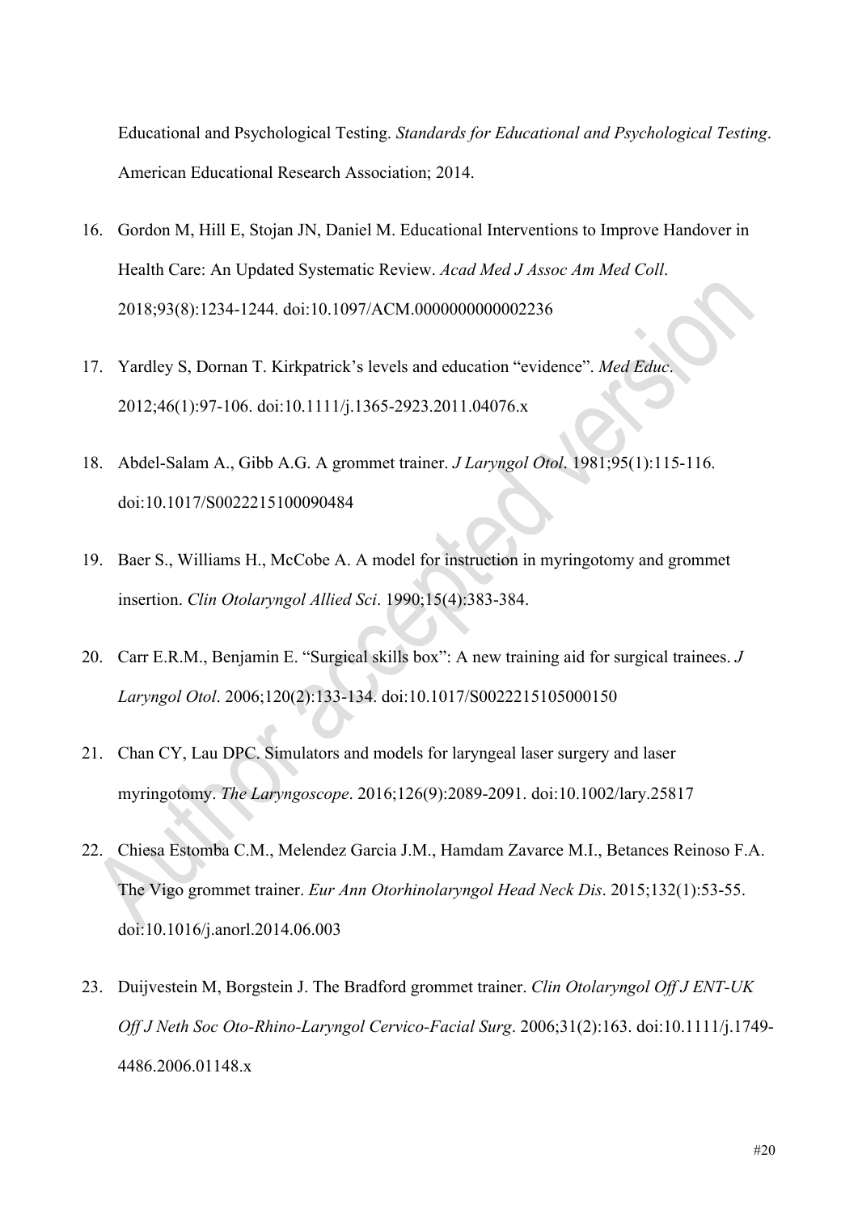Educational and Psychological Testing. *Standards for Educational and Psychological Testing*. American Educational Research Association; 2014.

16. Gordon M, Hill E, Stojan JN, Daniel M. Educational Interventions to Improve Handover in Health Care: An Updated Systematic Review. *Acad Med J Assoc Am Med Coll*. 2018;93(8):1234-1244. doi:10.1097/ACM.0000000000002236

17. Yardley S, Dornan T. Kirkpatrick's levels and education "evidence". *Med Educ*. 2012;46(1):97-106. doi:10.1111/j.1365-2923.2011.04076.x

18. Abdel-Salam A., Gibb A.G. A grommet trainer. *J Laryngol Otol*. 1981;95(1):115-116. doi:10.1017/S0022215100090484

19. Baer S., Williams H., McCobe A. A model for instruction in myringotomy and grommet insertion. *Clin Otolaryngol Allied Sci*. 1990;15(4):383-384.

20. Carr E.R.M., Benjamin E. "Surgical skills box": A new training aid for surgical trainees. *J Laryngol Otol*. 2006;120(2):133-134. doi:10.1017/S0022215105000150

21. Chan CY, Lau DPC. Simulators and models for laryngeal laser surgery and laser myringotomy. *The Laryngoscope*. 2016;126(9):2089-2091. doi:10.1002/lary.25817

22. Chiesa Estomba C.M., Melendez Garcia J.M., Hamdam Zavarce M.I., Betances Reinoso F.A. The Vigo grommet trainer. *Eur Ann Otorhinolaryngol Head Neck Dis*. 2015;132(1):53-55. doi:10.1016/j.anorl.2014.06.003

23. Duijvestein M, Borgstein J. The Bradford grommet trainer. *Clin Otolaryngol Off J ENT-UK Off J Neth Soc Oto-Rhino-Laryngol Cervico-Facial Surg*. 2006;31(2):163. doi:10.1111/j.1749-4486.2006.01148.x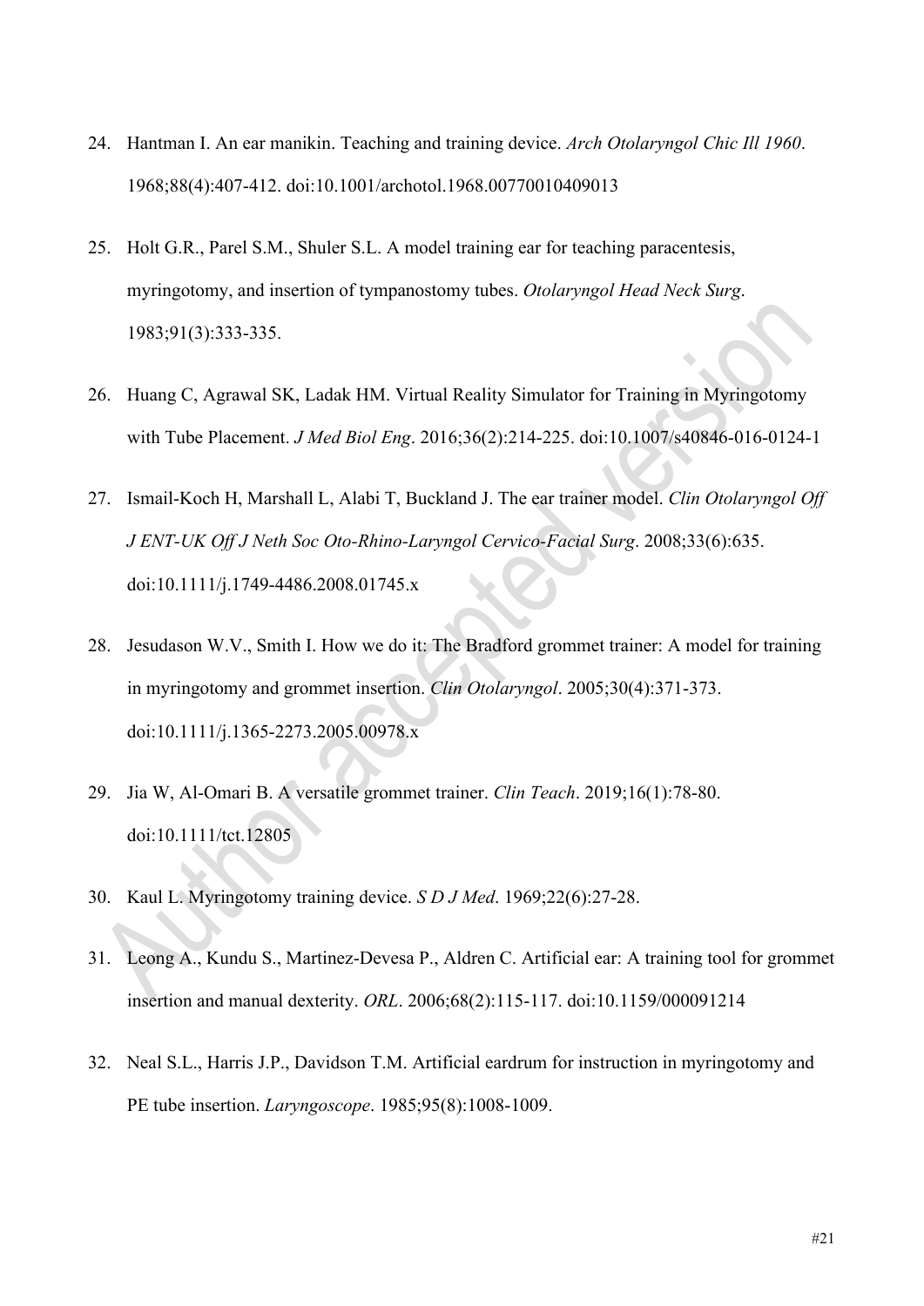24. Hantman I. An ear manikin. Teaching and training device. *Arch Otolaryngol Chic Ill 1960*. 1968;88(4):407-412. doi:10.1001/archotol.1968.00770010409013

25. Holt G.R., Parel S.M., Shuler S.L. A model training ear for teaching paracentesis, myringotomy, and insertion of tympanostomy tubes. *Otolaryngol Head Neck Surg*. 1983;91(3):333-335.

26. Huang C, Agrawal SK, Ladak HM. Virtual Reality Simulator for Training in Myringotomy with Tube Placement. *J Med Biol Eng*. 2016;36(2):214-225. doi:10.1007/s40846-016-0124-1

27. Ismail-Koch H, Marshall L, Alabi T, Buckland J. The ear trainer model. *Clin Otolaryngol Off J ENT-UK Off J Neth Soc Oto-Rhino-Laryngol Cervico-Facial Surg*. 2008;33(6):635. doi:10.1111/j.1749-4486.2008.01745.x

28. Jesudason W.V., Smith I. How we do it: The Bradford grommet trainer: A model for training in myringotomy and grommet insertion. *Clin Otolaryngol*. 2005;30(4):371-373. doi:10.1111/j.1365-2273.2005.00978.x

29. Jia W, Al-Omari B. A versatile grommet trainer. *Clin Teach*. 2019;16(1):78-80. doi:10.1111/tct.12805

30. Kaul L. Myringotomy training device. *S D J Med*. 1969;22(6):27-28.

31. Leong A., Kundu S., Martinez-Devesa P., Aldren C. Artificial ear: A training tool for grommet insertion and manual dexterity. *ORL*. 2006;68(2):115-117. doi:10.1159/000091214

32. Neal S.L., Harris J.P., Davidson T.M. Artificial eardrum for instruction in myringotomy and PE tube insertion. *Laryngoscope*. 1985;95(8):1008-1009.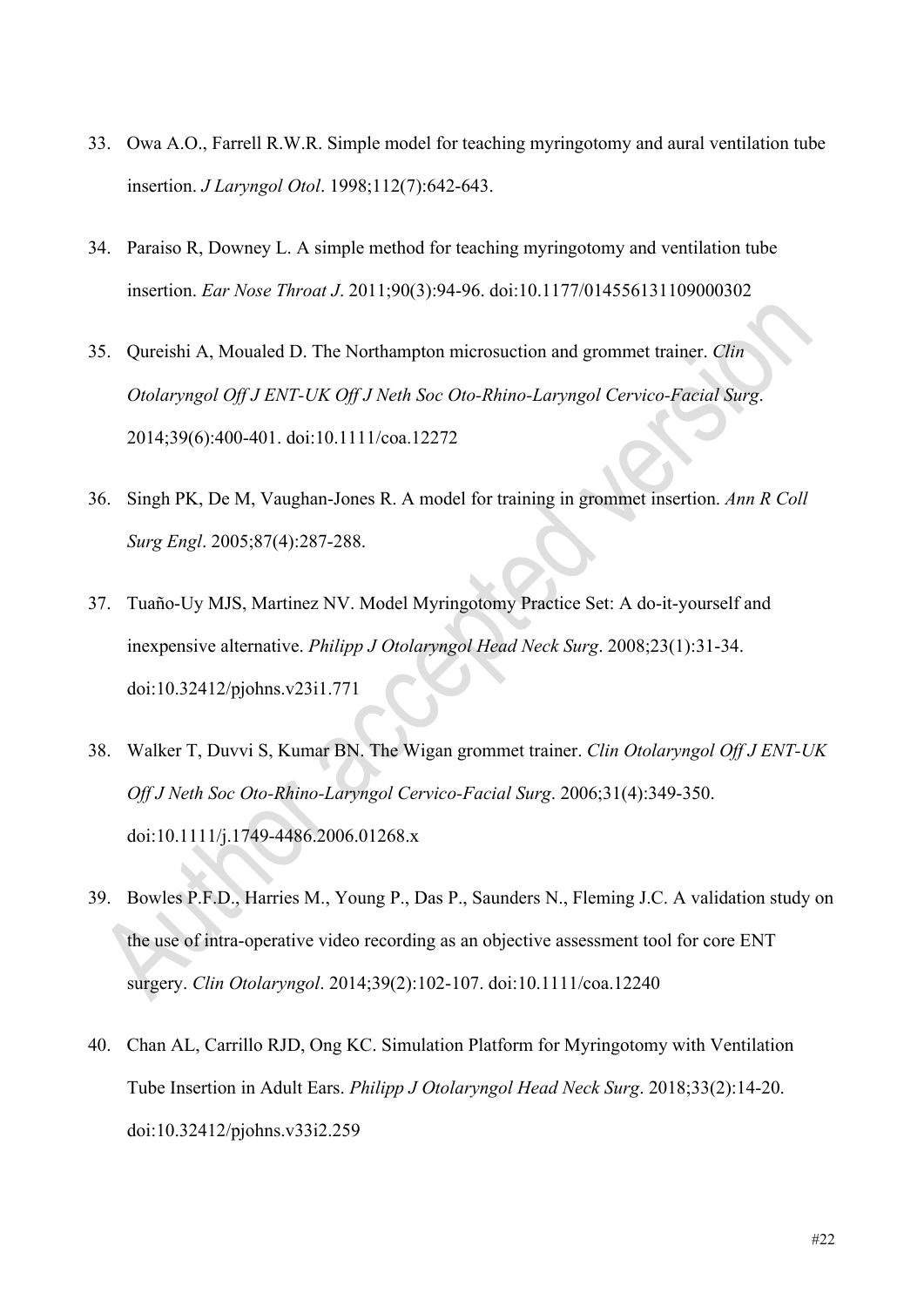33. Owa A.O., Farrell R.W.R. Simple model for teaching myringotomy and aural ventilation tube insertion. *J Laryngol Otol*. 1998;112(7):642-643.

34. Paraiso R, Downey L. A simple method for teaching myringotomy and ventilation tube insertion. *Ear Nose Throat J*. 2011;90(3):94-96. doi:10.1177/014556131109000302

35. Qureishi A, Moualed D. The Northampton microsuction and grommet trainer. *Clin Otolaryngol Off J ENT-UK Off J Neth Soc Oto-Rhino-Laryngol Cervico-Facial Surg*. 2014;39(6):400-401. doi:10.1111/coa.12272

36. Singh PK, De M, Vaughan-Jones R. A model for training in grommet insertion. *Ann R Coll Surg Engl*. 2005;87(4):287-288.

37. Tuaño-Uy MJS, Martinez NV. Model Myringotomy Practice Set: A do-it-yourself and inexpensive alternative. *Philipp J Otolaryngol Head Neck Surg*. 2008;23(1):31-34. doi:10.32412/pjohns.v23i1.771

38. Walker T, Duvvi S, Kumar BN. The Wigan grommet trainer. *Clin Otolaryngol Off J ENT-UK Off J Neth Soc Oto-Rhino-Laryngol Cervico-Facial Surg*. 2006;31(4):349-350. doi:10.1111/j.1749-4486.2006.01268.x

39. Bowles P.F.D., Harries M., Young P., Das P., Saunders N., Fleming J.C. A validation study on the use of intra-operative video recording as an objective assessment tool for core ENT surgery. *Clin Otolaryngol*. 2014;39(2):102-107. doi:10.1111/coa.12240

40. Chan AL, Carrillo RJD, Ong KC. Simulation Platform for Myringotomy with Ventilation Tube Insertion in Adult Ears. *Philipp J Otolaryngol Head Neck Surg*. 2018;33(2):14-20. doi:10.32412/pjohns.v33i2.259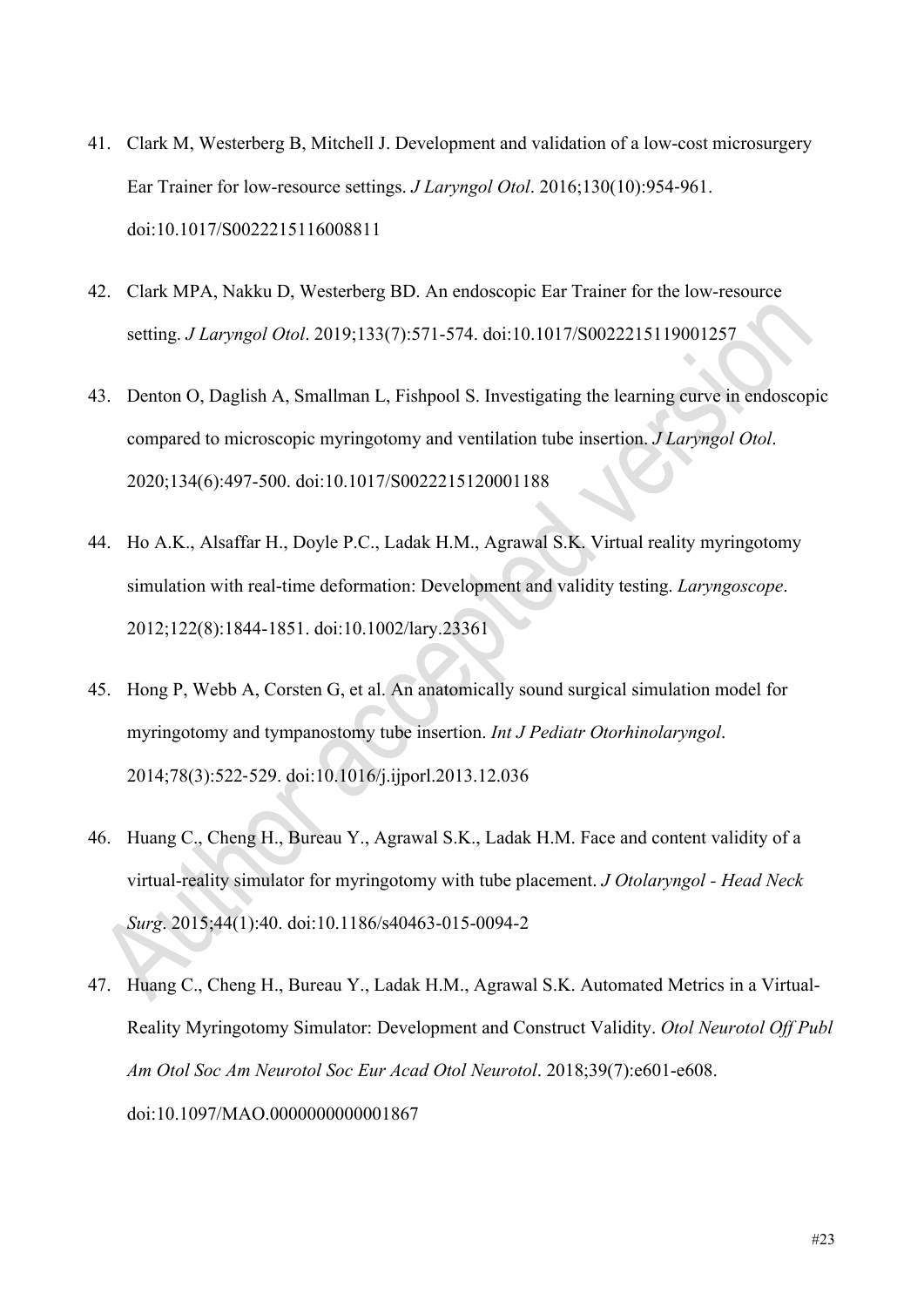41. Clark M, Westerberg B, Mitchell J. Development and validation of a low-cost microsurgery Ear Trainer for low-resource settings. *J Laryngol Otol*. 2016;130(10):954-961. doi:10.1017/S0022215116008811

42. Clark MPA, Nakku D, Westerberg BD. An endoscopic Ear Trainer for the low-resource setting. *J Laryngol Otol*. 2019;133(7):571-574. doi:10.1017/S0022215119001257

43. Denton O, Daglish A, Smallman L, Fishpool S. Investigating the learning curve in endoscopic compared to microscopic myringotomy and ventilation tube insertion. *J Laryngol Otol*. 2020;134(6):497-500. doi:10.1017/S0022215120001188

44. Ho A.K., Alsaffar H., Doyle P.C., Ladak H.M., Agrawal S.K. Virtual reality myringotomy simulation with real-time deformation: Development and validity testing. *Laryngoscope*. 2012;122(8):1844-1851. doi:10.1002/lary.23361

45. Hong P, Webb A, Corsten G, et al. An anatomically sound surgical simulation model for myringotomy and tympanostomy tube insertion. *Int J Pediatr Otorhinolaryngol*. 2014;78(3):522-529. doi:10.1016/j.ijporl.2013.12.036

46. Huang C., Cheng H., Bureau Y., Agrawal S.K., Ladak H.M. Face and content validity of a virtual-reality simulator for myringotomy with tube placement. *J Otolaryngol - Head Neck Surg*. 2015;44(1):40. doi:10.1186/s40463-015-0094-2

47. Huang C., Cheng H., Bureau Y., Ladak H.M., Agrawal S.K. Automated Metrics in a Virtual-Reality Myringotomy Simulator: Development and Construct Validity. *Otol Neurotol Off Publ Am Otol Soc Am Neurotol Soc Eur Acad Otol Neurotol*. 2018;39(7):e601-e608. doi:10.1097/MAO.0000000000001867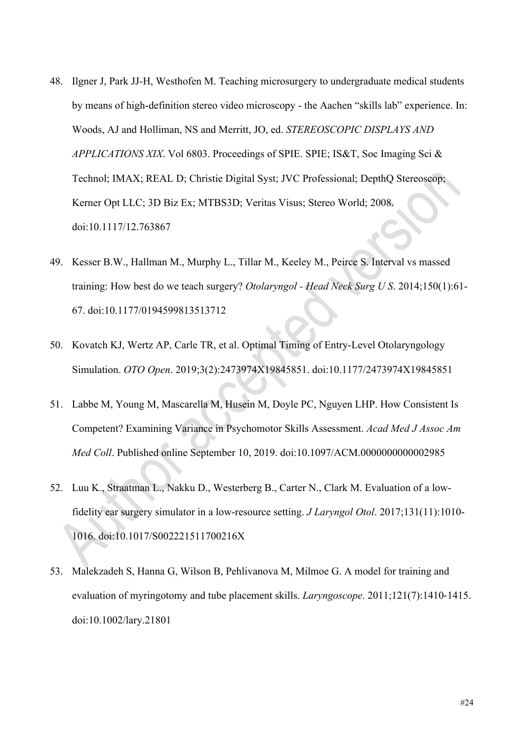48. Ilgner J, Park JJ-H, Westhofen M. Teaching microsurgery to undergraduate medical students by means of high-definition stereo video microscopy - the Aachen “skills lab” experience. In: Woods, AJ and Holliman, NS and Merritt, JO, ed. *STEREOSCOPIC DISPLAYS AND APPLICATIONS XIX*. Vol 6803. Proceedings of SPIE. SPIE; IS&T, Soc Imaging Sci & Technol; IMAX; REAL D; Christie Digital Syst; JVC Professional; DepthQ Stereoscop; Kerner Opt LLC; 3D Biz Ex; MTBS3D; Veritas Visus; Stereo World; 2008. doi:10.1117/12.763867

49. Kesser B.W., Hallman M., Murphy L., Tillar M., Keeley M., Peirce S. Interval vs massed training: How best do we teach surgery? *Otolaryngol - Head Neck Surg U S*. 2014;150(1):61-67. doi:10.1177/0194599813513712

50. Kovatch KJ, Wertz AP, Carle TR, et al. Optimal Timing of Entry-Level Otolaryngology Simulation. *OTO Open*. 2019;3(2):2473974X19845851. doi:10.1177/2473974X19845851

51. Labbe M, Young M, Mascarella M, Husein M, Doyle PC, Nguyen LHP. How Consistent Is Competent? Examining Variance in Psychomotor Skills Assessment. *Acad Med J Assoc Am Med Coll*. Published online September 10, 2019. doi:10.1097/ACM.0000000000002985

52. Luu K., Straatman L., Nakku D., Westerberg B., Carter N., Clark M. Evaluation of a low-fidelity ear surgery simulator in a low-resource setting. *J Laryngol Otol*. 2017;131(11):1010-1016. doi:10.1017/S002221511700216X

53. Malekzadeh S, Hanna G, Wilson B, Pehlivanova M, Milmoe G. A model for training and evaluation of myringotomy and tube placement skills. *Laryngoscope*. 2011;121(7):1410-1415. doi:10.1002/lary.21801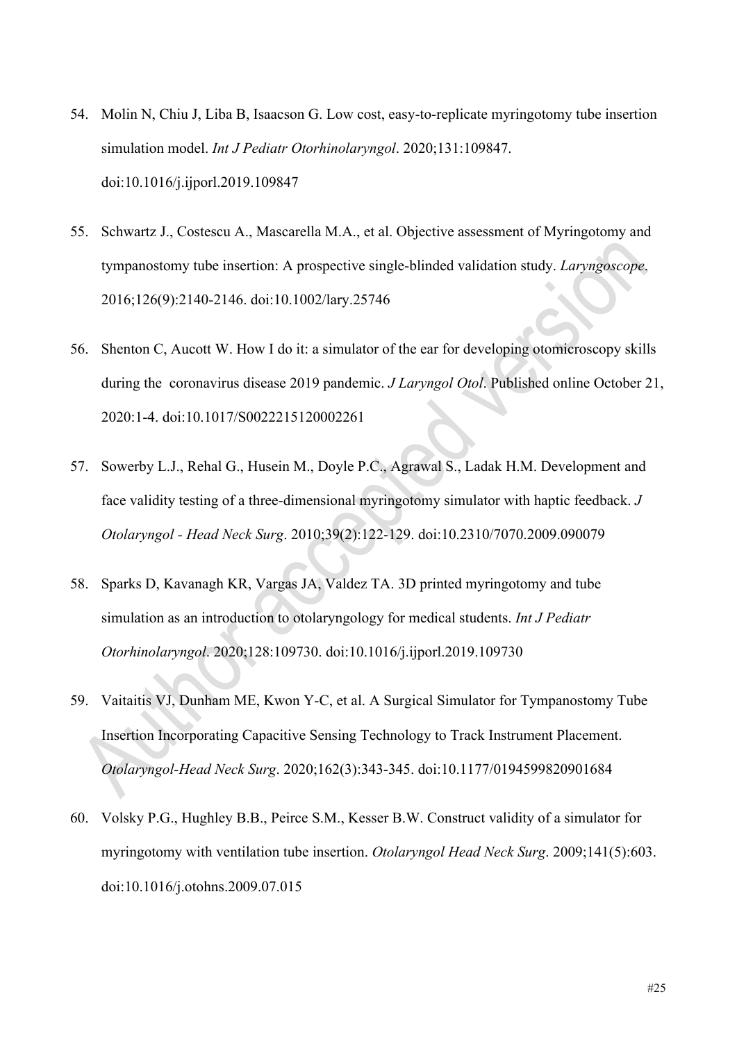54. Molin N, Chiu J, Liba B, Isaacson G. Low cost, easy-to-replicate myringotomy tube insertion simulation model. *Int J Pediatr Otorhinolaryngol*. 2020;131:109847. doi:10.1016/j.ijporl.2019.109847

55. Schwartz J., Costescu A., Mascarella M.A., et al. Objective assessment of Myringotomy and tympanostomy tube insertion: A prospective single-blinded validation study. *Laryngoscope*. 2016;126(9):2140-2146. doi:10.1002/lary.25746

56. Shenton C, Aucott W. How I do it: a simulator of the ear for developing otomicroscopy skills during the coronavirus disease 2019 pandemic. *J Laryngol Otol*. Published online October 21, 2020:1-4. doi:10.1017/S0022215120002261

57. Sowerby L.J., Rehal G., Husein M., Doyle P.C., Agrawal S., Ladak H.M. Development and face validity testing of a three-dimensional myringotomy simulator with haptic feedback. *J Otolaryngol - Head Neck Surg*. 2010;39(2):122-129. doi:10.2310/7070.2009.090079

58. Sparks D, Kavanagh KR, Vargas JA, Valdez TA. 3D printed myringotomy and tube simulation as an introduction to otolaryngology for medical students. *Int J Pediatr Otorhinolaryngol*. 2020;128:109730. doi:10.1016/j.ijporl.2019.109730

59. Vaitaitis VJ, Dunham ME, Kwon Y-C, et al. A Surgical Simulator for Tympanostomy Tube Insertion Incorporating Capacitive Sensing Technology to Track Instrument Placement. *Otolaryngol-Head Neck Surg*. 2020;162(3):343-345. doi:10.1177/0194599820901684

60. Volsky P.G., Hughley B.B., Peirce S.M., Kesser B.W. Construct validity of a simulator for myringotomy with ventilation tube insertion. *Otolaryngol Head Neck Surg*. 2009;141(5):603. doi:10.1016/j.otohns.2009.07.015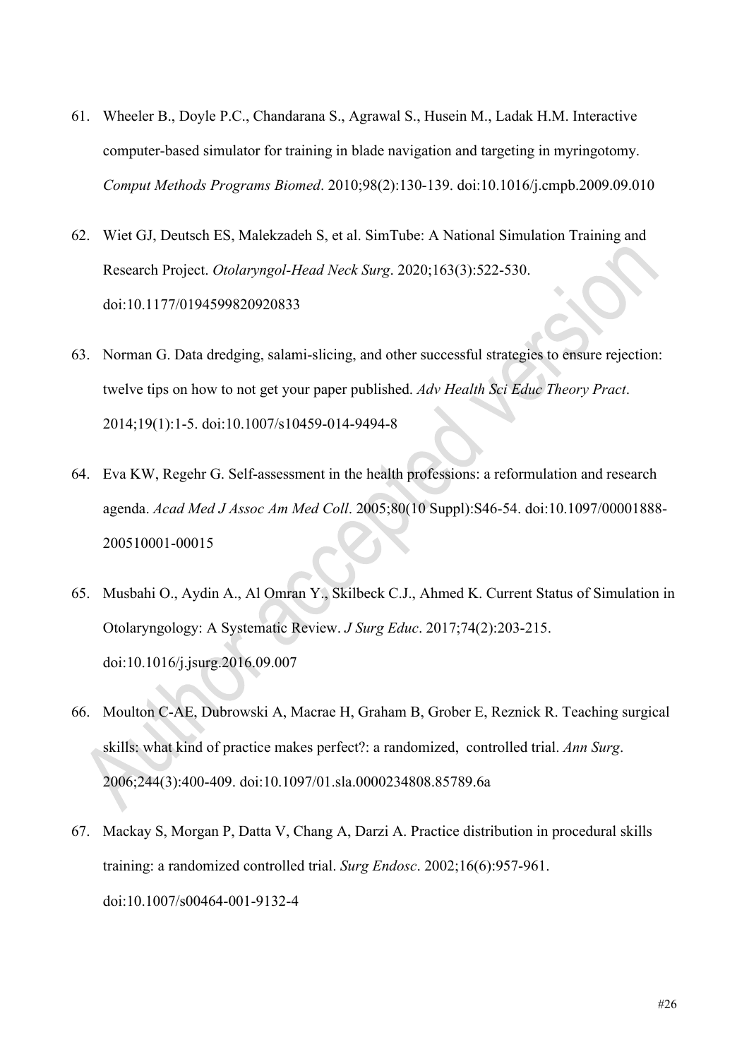61. Wheeler B., Doyle P.C., Chandarana S., Agrawal S., Husein M., Ladak H.M. Interactive computer-based simulator for training in blade navigation and targeting in myringotomy. *Comput Methods Programs Biomed*. 2010;98(2):130-139. doi:10.1016/j.cmpb.2009.09.010

62. Wiet GJ, Deutsch ES, Malekzadeh S, et al. SimTube: A National Simulation Training and Research Project. *Otolaryngol-Head Neck Surg*. 2020;163(3):522-530. doi:10.1177/0194599820920833

63. Norman G. Data dredging, salami-slicing, and other successful strategies to ensure rejection: twelve tips on how to not get your paper published. *Adv Health Sci Educ Theory Pract*. 2014;19(1):1-5. doi:10.1007/s10459-014-9494-8

64. Eva KW, Regehr G. Self-assessment in the health professions: a reformulation and research agenda. *Acad Med J Assoc Am Med Coll*. 2005;80(10 Suppl):S46-54. doi:10.1097/00001888-200510001-00015

65. Musbahi O., Aydin A., Al Omran Y., Skilbeck C.J., Ahmed K. Current Status of Simulation in Otolaryngology: A Systematic Review. *J Surg Educ*. 2017;74(2):203-215. doi:10.1016/j.jsurg.2016.09.007

66. Moulton C-AE, Dubrowski A, Macrae H, Graham B, Grober E, Reznick R. Teaching surgical skills: what kind of practice makes perfect?: a randomized, controlled trial. *Ann Surg*. 2006;244(3):400-409. doi:10.1097/01.sla.0000234808.85789.6a

67. Mackay S, Morgan P, Datta V, Chang A, Darzi A. Practice distribution in procedural skills training: a randomized controlled trial. *Surg Endosc*. 2002;16(6):957-961. doi:10.1007/s00464-001-9132-4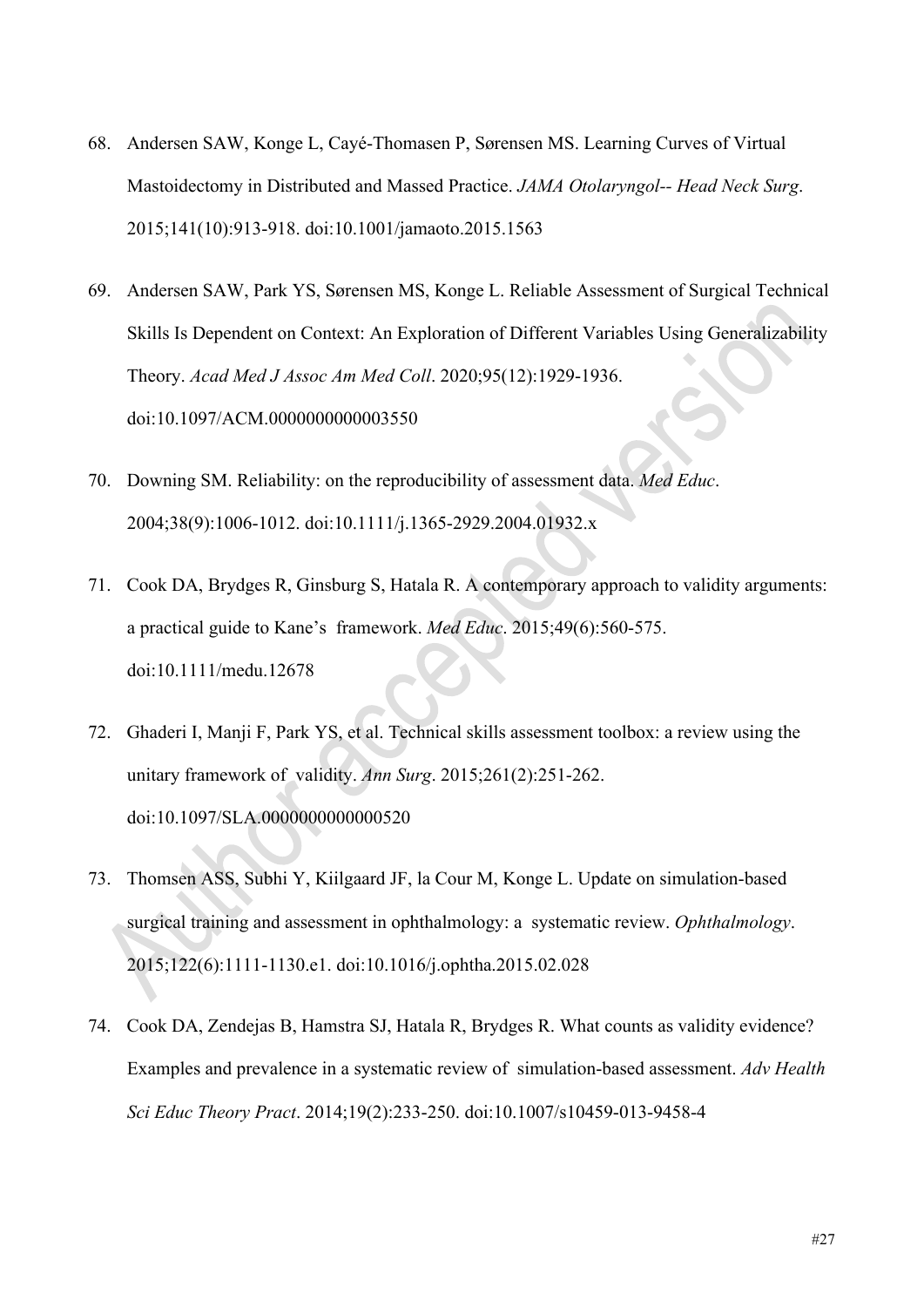68. Andersen SAW, Konge L, Cayé-Thomasen P, Sørensen MS. Learning Curves of Virtual Mastoidectomy in Distributed and Massed Practice. *JAMA Otolaryngol-- Head Neck Surg*. 2015;141(10):913-918. doi:10.1001/jamaoto.2015.1563

69. Andersen SAW, Park YS, Sørensen MS, Konge L. Reliable Assessment of Surgical Technical Skills Is Dependent on Context: An Exploration of Different Variables Using Generalizability Theory. *Acad Med J Assoc Am Med Coll*. 2020;95(12):1929-1936. doi:10.1097/ACM.0000000000003550

70. Downing SM. Reliability: on the reproducibility of assessment data. *Med Educ*. 2004;38(9):1006-1012. doi:10.1111/j.1365-2929.2004.01932.x

71. Cook DA, Brydges R, Ginsburg S, Hatala R. A contemporary approach to validity arguments: a practical guide to Kane's framework. *Med Educ*. 2015;49(6):560-575. doi:10.1111/medu.12678

72. Ghaderi I, Manji F, Park YS, et al. Technical skills assessment toolbox: a review using the unitary framework of validity. *Ann Surg*. 2015;261(2):251-262. doi:10.1097/SLA.0000000000000520

73. Thomsen ASS, Subhi Y, Kiilgaard JF, la Cour M, Konge L. Update on simulation-based surgical training and assessment in ophthalmology: a systematic review. *Ophthalmology*. 2015;122(6):1111-1130.e1. doi:10.1016/j.ophtha.2015.02.028

74. Cook DA, Zendejas B, Hamstra SJ, Hatala R, Brydges R. What counts as validity evidence? Examples and prevalence in a systematic review of simulation-based assessment. *Adv Health Sci Educ Theory Pract*. 2014;19(2):233-250. doi:10.1007/s10459-013-9458-4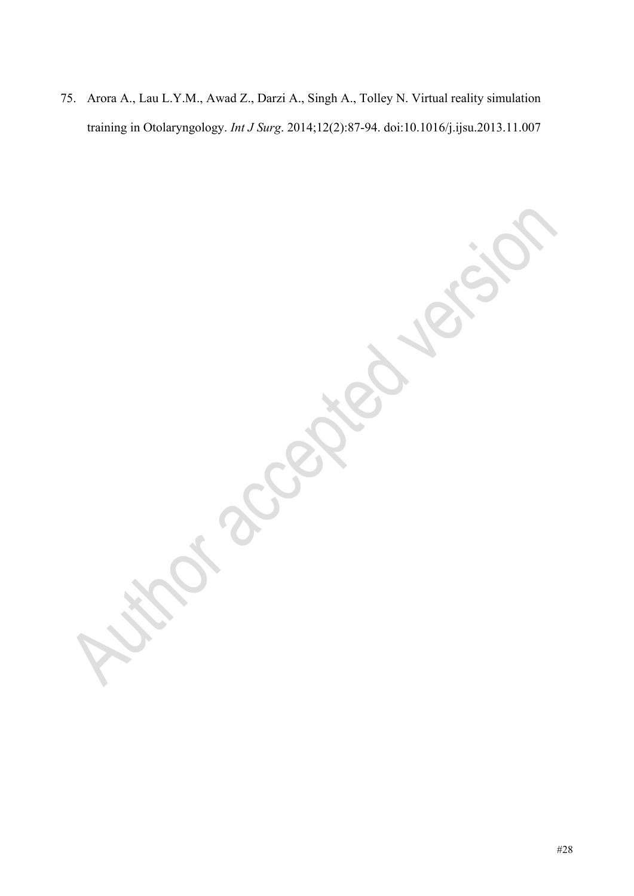75. Arora A., Lau L.Y.M., Awad Z., Darzi A., Singh A., Tolley N. Virtual reality simulation training in Otolaryngology. *Int J Surg*. 2014;12(2):87-94. doi:10.1016/j.ijsu.2013.11.007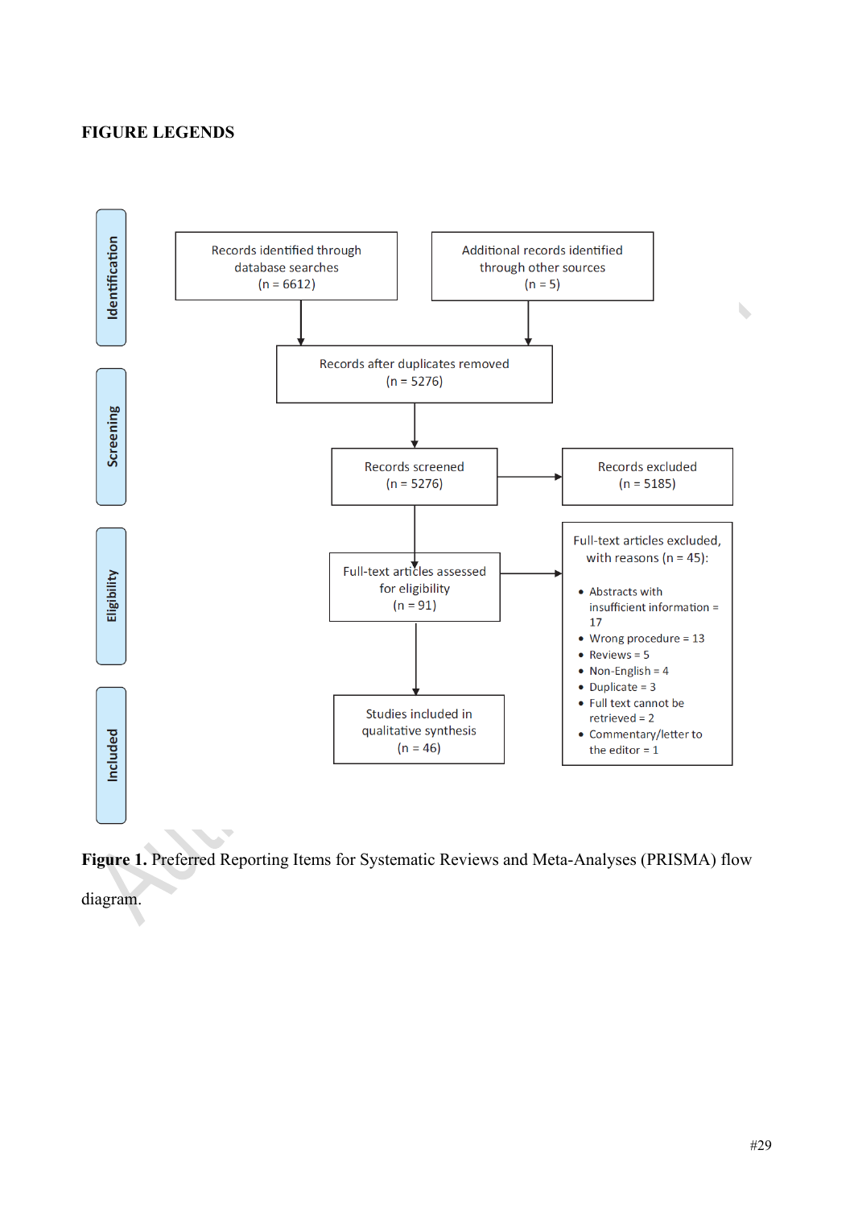## FIGURE LEGENDS

Identification

Records identified through database searches (n = 6612)

Additional records identified through other sources (n = 5)

Records after duplicates removed (n = 5276)

Screening

Records screened (n = 5276)

Records excluded (n = 5185)

Eligibility

Full-text articles assessed for eligibility (n = 91)

Full-text articles excluded, with reasons (n = 45):

- Abstracts with insufficient information = 17
- Wrong procedure = 13
- Reviews = 5
- Non-English = 4
- Duplicate = 3
- Full text cannot be retrieved = 2
- Commentary/letter to the editor = 1

Included

Studies included in qualitative synthesis (n = 46)

**Figure 1.** Preferred Reporting Items for Systematic Reviews and Meta-Analyses (PRISMA) flow diagram.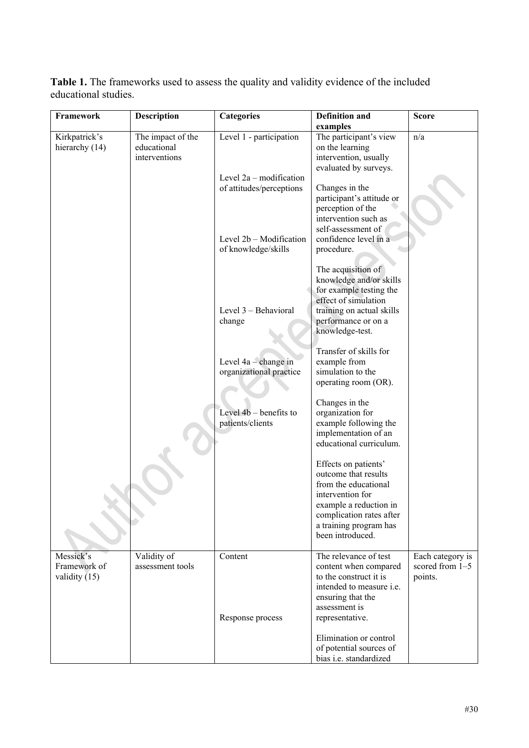**Table 1.** The frameworks used to assess the quality and validity evidence of the included educational studies.

| Framework | Description | Categories | Definition and examples | Score |
|---|---|---|---|---|
| Kirkpatrick's hierarchy (14) | The impact of the educational interventions | Level 1 - participation | The participant's view on the learning intervention, usually evaluated by surveys. | n/a |
| | | Level 2a – modification of attitudes/perceptions | Changes in the participant's attitude or perception of the intervention such as self-assessment of confidence level in a procedure. | |
| | | Level 2b – Modification of knowledge/skills | The acquisition of knowledge and/or skills for example testing the effect of simulation training on actual skills performance or on a knowledge-test. | |
| | | Level 3 – Behavioral change | Transfer of skills for example from simulation to the operating room (OR). | |
| | | Level 4a – change in organizational practice | Changes in the organization for example following the implementation of an educational curriculum. | |
| | | Level 4b – benefits to patients/clients | Effects on patients' outcome that results from the educational intervention for example a reduction in complication rates after a training program has been introduced. | |
| Messick's Framework of validity (15) | Validity of assessment tools | Content | The relevance of test content when compared to the construct it is intended to measure i.e. ensuring that the assessment is representative. | Each category is scored from 1–5 points. |
| | | Response process | Elimination or control of potential sources of bias i.e. standardized | |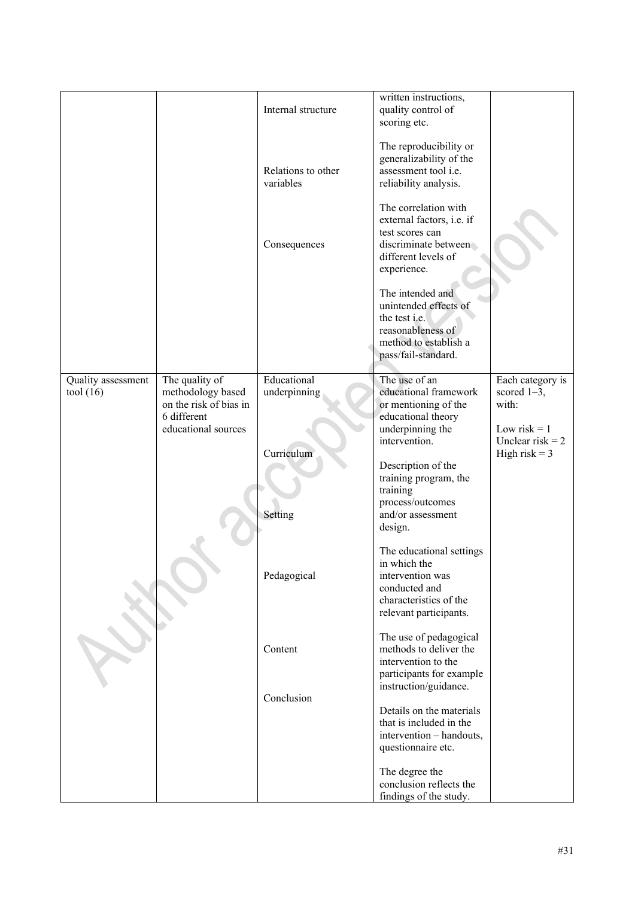| | | | | |
|---|---|---|---|---|
| | | | written instructions, quality control of scoring etc. | |
| | | Internal structure | The reproducibility or generalizability of the assessment tool i.e. reliability analysis. | |
| | | Relations to other variables | The correlation with external factors, i.e. if test scores can discriminate between different levels of experience. | |
| | | Consequences | The intended and unintended effects of the test i.e. reasonableness of method to establish a pass/fail-standard. | |
| Quality assessment tool (16) | The quality of methodology based on the risk of bias in 6 different educational sources | Educational underpinning | The use of an educational framework or mentioning of the educational theory underpinning the intervention. | Each category is scored 1–3, with:<br><br>Low risk = 1<br>Unclear risk = 2<br>High risk = 3 |
| | | Curriculum | Description of the training program, the training process/outcomes and/or assessment design. | |
| | | Setting | The educational settings in which the intervention was conducted and characteristics of the relevant participants. | |
| | | Pedagogical | The use of pedagogical methods to deliver the intervention to the participants for example instruction/guidance. | |
| | | Content | Details on the materials that is included in the intervention – handouts, questionnaire etc. | |
| | | Conclusion | The degree the conclusion reflects the findings of the study. | |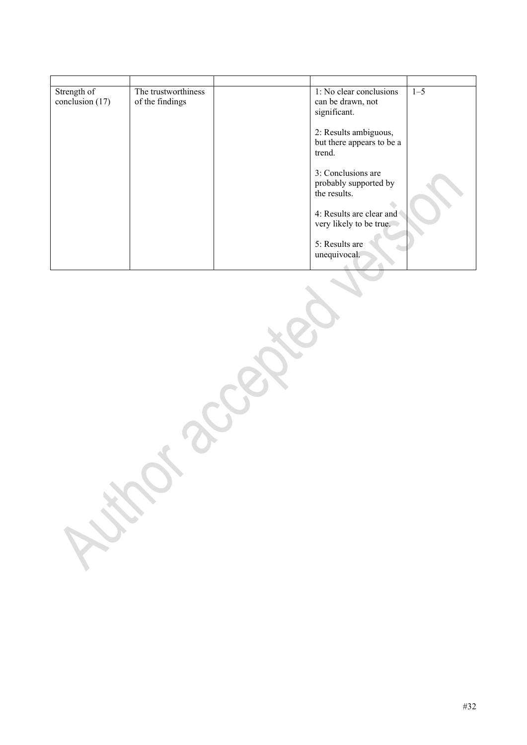| | | | | |
|---|---|---|---|---|
| Strength of conclusion (17) | The trustworthiness of the findings | | 1: No clear conclusions can be drawn, not significant.<br><br>2: Results ambiguous, but there appears to be a trend.<br><br>3: Conclusions are probably supported by the results.<br><br>4: Results are clear and very likely to be true.<br><br>5: Results are unequivocal. | 1–5 |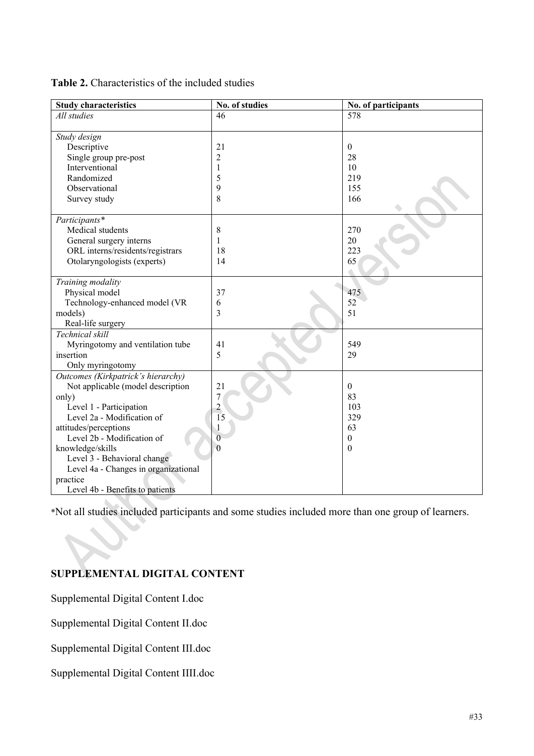**Table 2.** Characteristics of the included studies

| Study characteristics | No. of studies | No. of participants |
|---|---|---|
| *All studies* | 46 | 578 |
| *Study design* | | |
| Descriptive | 21 | 0 |
| Single group pre-post | 2 | 28 |
| Interventional | 1 | 10 |
| Randomized | 5 | 219 |
| Observational | 9 | 155 |
| Survey study | 8 | 166 |
| *Participants** | | |
| Medical students | 8 | 270 |
| General surgery interns | 1 | 20 |
| ORL interns/residents/registrars | 18 | 223 |
| Otolaryngologists (experts) | 14 | 65 |
| *Training modality* | | |
| Physical model | 37 | 475 |
| Technology-enhanced model (VR models) | 6 | 52 |
| Real-life surgery | 3 | 51 |
| *Technical skill* | | |
| Myringotomy and ventilation tube insertion | 41 | 549 |
| Only myringotomy | 5 | 29 |
| *Outcomes (Kirkpatrick's hierarchy)* | | |
| Not applicable (model description only) | 21 | 0 |
| Level 1 - Participation | 7 | 83 |
| Level 2a - Modification of attitudes/perceptions | 2 | 103 |
| Level 2b - Modification of knowledge/skills | 15 | 329 |
| Level 3 - Behavioral change | 1 | 63 |
| Level 4a - Changes in organizational practice | 0 | 0 |
| Level 4b - Benefits to patients | 0 | 0 |

*Not all studies included participants and some studies included more than one group of learners.

## SUPPLEMENTAL DIGITAL CONTENT

Supplemental Digital Content I.doc

Supplemental Digital Content II.doc

Supplemental Digital Content III.doc

Supplemental Digital Content IIII.doc